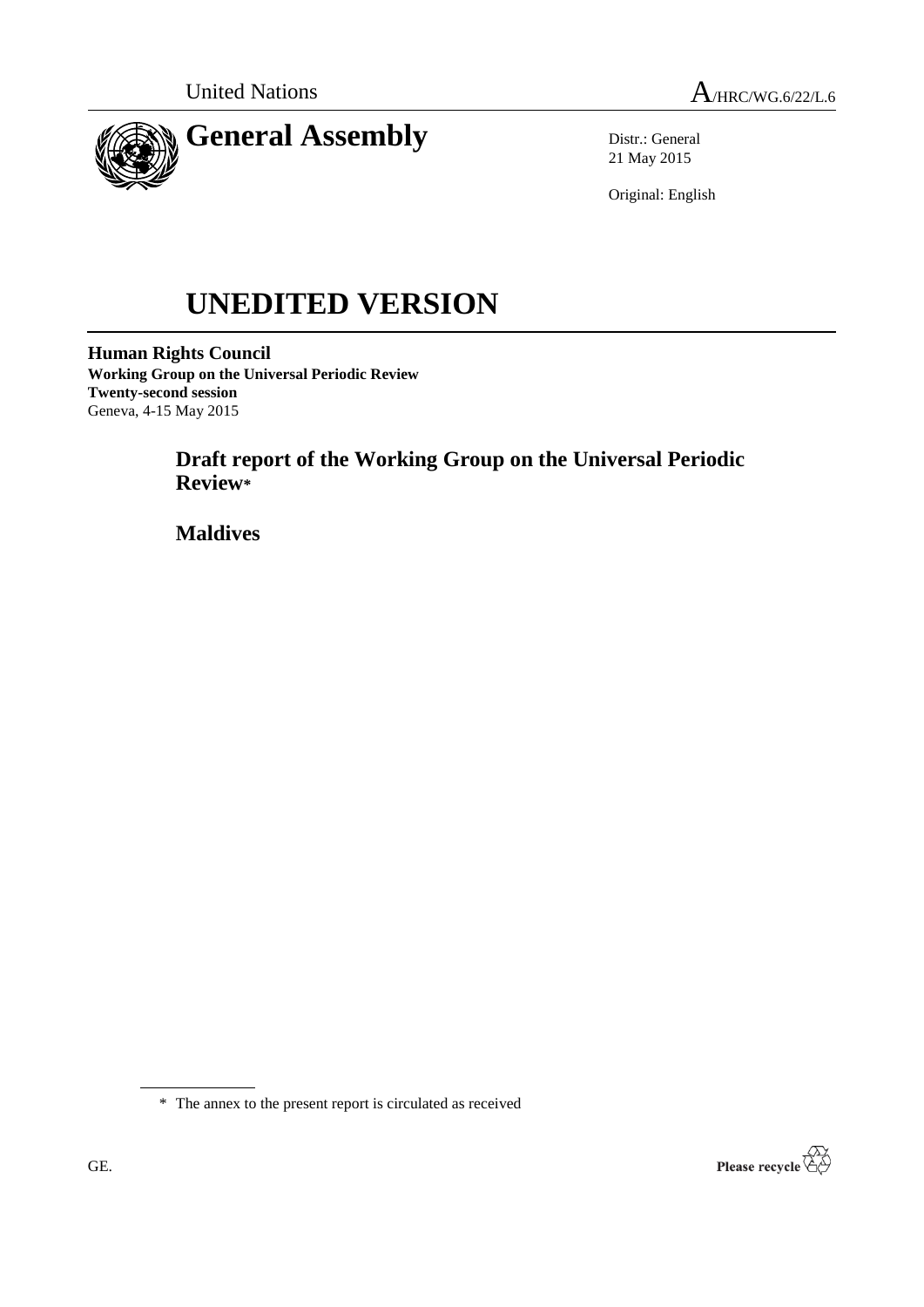United Nations A/HRC/WG.6/22/L.6

# General Assembly

Distr.: General
21 May 2015

Original: English

# UNEDITED VERSION

**Human Rights Council**
**Working Group on the Universal Periodic Review**
**Twenty-second session**
Geneva, 4-15 May 2015

## Draft report of the Working Group on the Universal Periodic Review*

## Maldives

\* The annex to the present report is circulated as received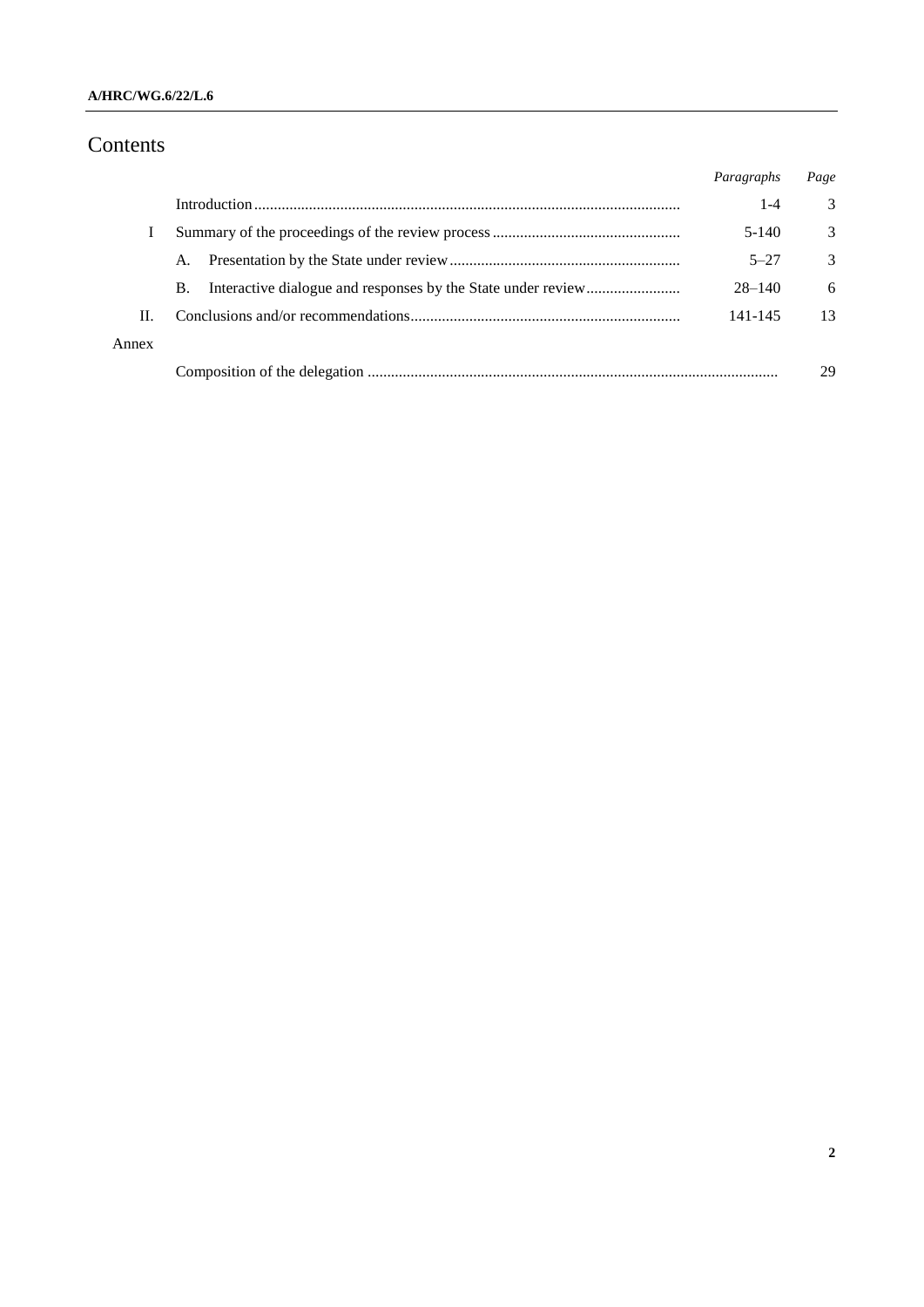# Contents

| | | Paragraphs | Page |
|---|---|---|---|
| | Introduction | 1-4 | 3 |
| I | Summary of the proceedings of the review process | 5-140 | 3 |
| | A. Presentation by the State under review | 5–27 | 3 |
| | B. Interactive dialogue and responses by the State under review | 28–140 | 6 |
| II. | Conclusions and/or recommendations | 141-145 | 13 |
| Annex | | | |
| | Composition of the delegation | | 29 |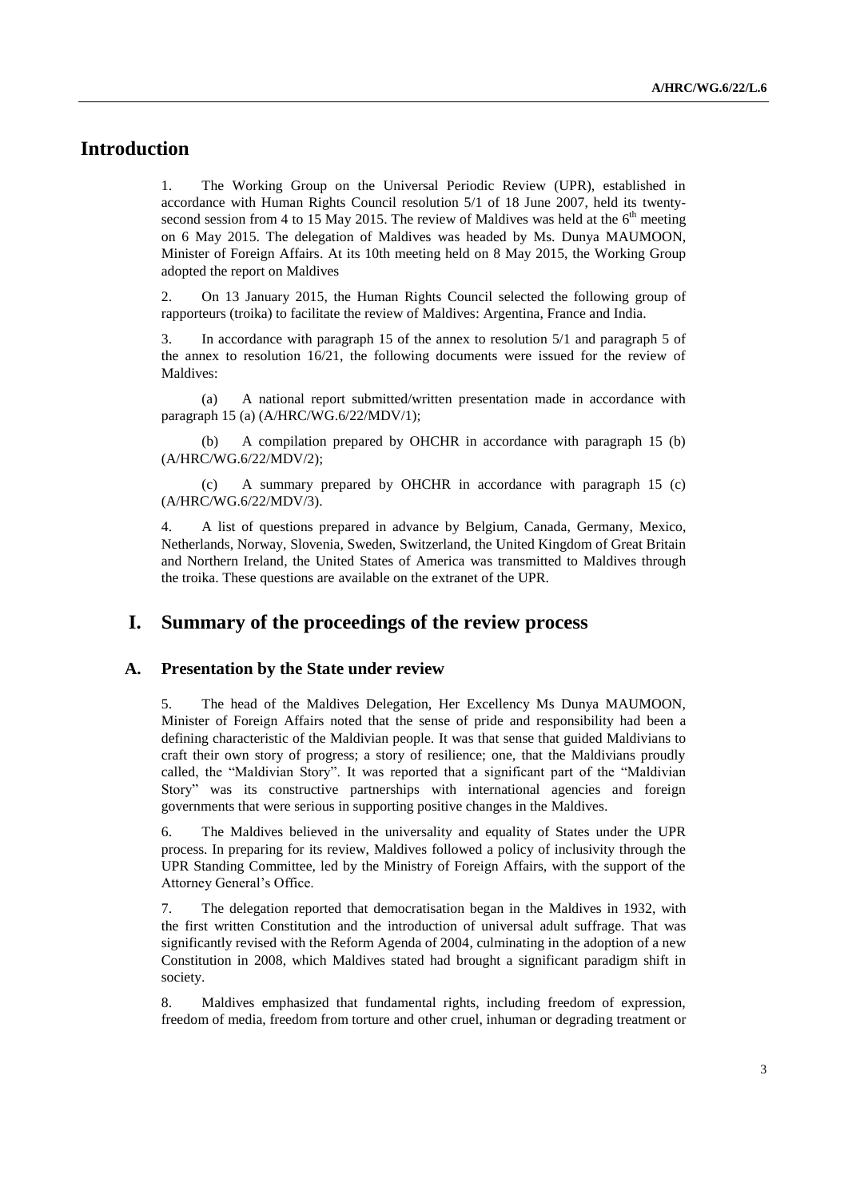# Introduction

1. The Working Group on the Universal Periodic Review (UPR), established in accordance with Human Rights Council resolution 5/1 of 18 June 2007, held its twenty-second session from 4 to 15 May 2015. The review of Maldives was held at the 6th meeting on 6 May 2015. The delegation of Maldives was headed by Ms. Dunya MAUMOON, Minister of Foreign Affairs. At its 10th meeting held on 8 May 2015, the Working Group adopted the report on Maldives

2. On 13 January 2015, the Human Rights Council selected the following group of rapporteurs (troika) to facilitate the review of Maldives: Argentina, France and India.

3. In accordance with paragraph 15 of the annex to resolution 5/1 and paragraph 5 of the annex to resolution 16/21, the following documents were issued for the review of Maldives:

(a) A national report submitted/written presentation made in accordance with paragraph 15 (a) (A/HRC/WG.6/22/MDV/1);

(b) A compilation prepared by OHCHR in accordance with paragraph 15 (b) (A/HRC/WG.6/22/MDV/2);

(c) A summary prepared by OHCHR in accordance with paragraph 15 (c) (A/HRC/WG.6/22/MDV/3).

4. A list of questions prepared in advance by Belgium, Canada, Germany, Mexico, Netherlands, Norway, Slovenia, Sweden, Switzerland, the United Kingdom of Great Britain and Northern Ireland, the United States of America was transmitted to Maldives through the troika. These questions are available on the extranet of the UPR.

# I. Summary of the proceedings of the review process

## A. Presentation by the State under review

5. The head of the Maldives Delegation, Her Excellency Ms Dunya MAUMOON, Minister of Foreign Affairs noted that the sense of pride and responsibility had been a defining characteristic of the Maldivian people. It was that sense that guided Maldivians to craft their own story of progress; a story of resilience; one, that the Maldivians proudly called, the "Maldivian Story". It was reported that a significant part of the "Maldivian Story" was its constructive partnerships with international agencies and foreign governments that were serious in supporting positive changes in the Maldives.

6. The Maldives believed in the universality and equality of States under the UPR process. In preparing for its review, Maldives followed a policy of inclusivity through the UPR Standing Committee, led by the Ministry of Foreign Affairs, with the support of the Attorney General's Office.

7. The delegation reported that democratisation began in the Maldives in 1932, with the first written Constitution and the introduction of universal adult suffrage. That was significantly revised with the Reform Agenda of 2004, culminating in the adoption of a new Constitution in 2008, which Maldives stated had brought a significant paradigm shift in society.

8. Maldives emphasized that fundamental rights, including freedom of expression, freedom of media, freedom from torture and other cruel, inhuman or degrading treatment or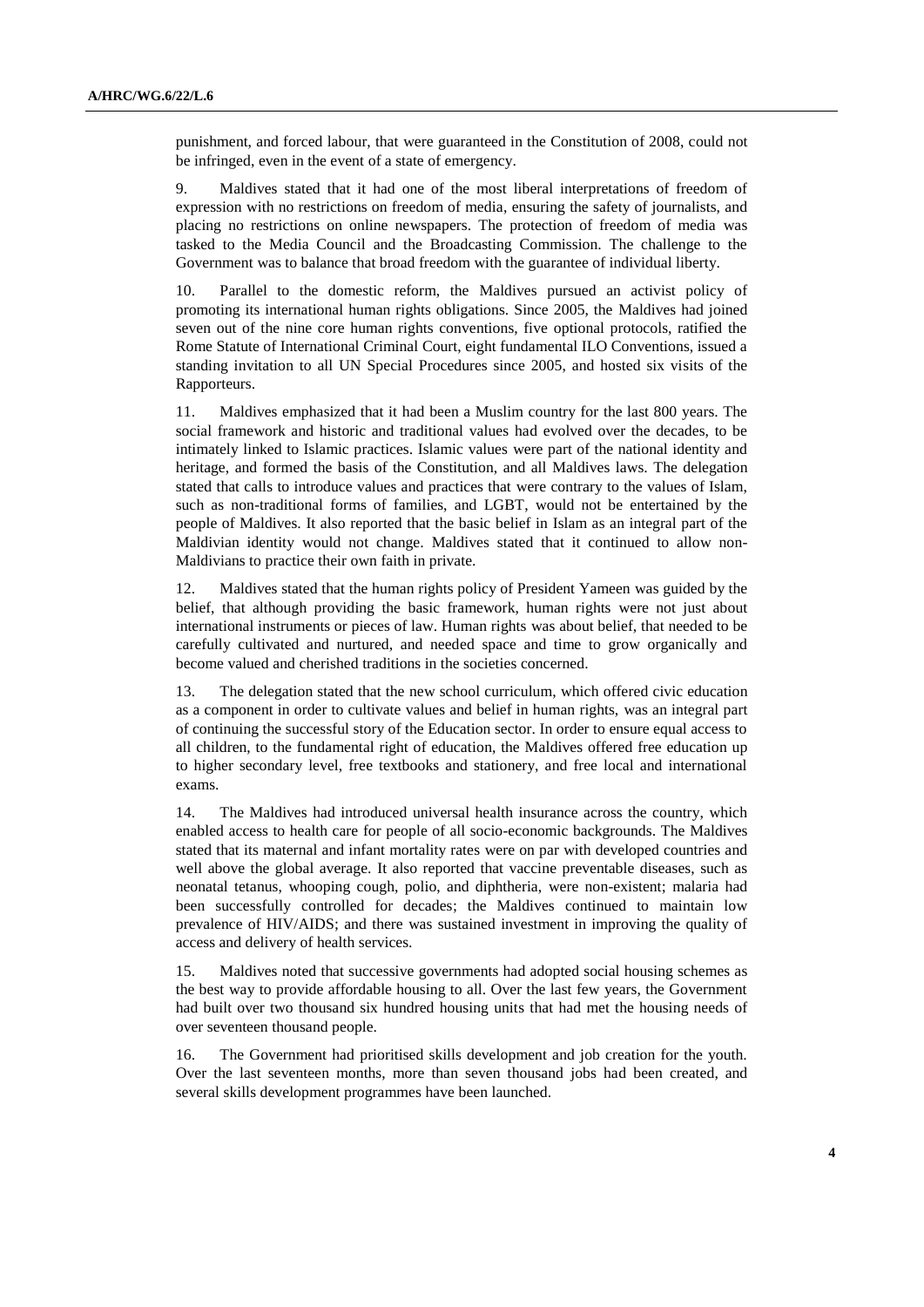punishment, and forced labour, that were guaranteed in the Constitution of 2008, could not be infringed, even in the event of a state of emergency.

9. Maldives stated that it had one of the most liberal interpretations of freedom of expression with no restrictions on freedom of media, ensuring the safety of journalists, and placing no restrictions on online newspapers. The protection of freedom of media was tasked to the Media Council and the Broadcasting Commission. The challenge to the Government was to balance that broad freedom with the guarantee of individual liberty.

10. Parallel to the domestic reform, the Maldives pursued an activist policy of promoting its international human rights obligations. Since 2005, the Maldives had joined seven out of the nine core human rights conventions, five optional protocols, ratified the Rome Statute of International Criminal Court, eight fundamental ILO Conventions, issued a standing invitation to all UN Special Procedures since 2005, and hosted six visits of the Rapporteurs.

11. Maldives emphasized that it had been a Muslim country for the last 800 years. The social framework and historic and traditional values had evolved over the decades, to be intimately linked to Islamic practices. Islamic values were part of the national identity and heritage, and formed the basis of the Constitution, and all Maldives laws. The delegation stated that calls to introduce values and practices that were contrary to the values of Islam, such as non-traditional forms of families, and LGBT, would not be entertained by the people of Maldives. It also reported that the basic belief in Islam as an integral part of the Maldivian identity would not change. Maldives stated that it continued to allow non-Maldivians to practice their own faith in private.

12. Maldives stated that the human rights policy of President Yameen was guided by the belief, that although providing the basic framework, human rights were not just about international instruments or pieces of law. Human rights was about belief, that needed to be carefully cultivated and nurtured, and needed space and time to grow organically and become valued and cherished traditions in the societies concerned.

13. The delegation stated that the new school curriculum, which offered civic education as a component in order to cultivate values and belief in human rights, was an integral part of continuing the successful story of the Education sector. In order to ensure equal access to all children, to the fundamental right of education, the Maldives offered free education up to higher secondary level, free textbooks and stationery, and free local and international exams.

14. The Maldives had introduced universal health insurance across the country, which enabled access to health care for people of all socio-economic backgrounds. The Maldives stated that its maternal and infant mortality rates were on par with developed countries and well above the global average. It also reported that vaccine preventable diseases, such as neonatal tetanus, whooping cough, polio, and diphtheria, were non-existent; malaria had been successfully controlled for decades; the Maldives continued to maintain low prevalence of HIV/AIDS; and there was sustained investment in improving the quality of access and delivery of health services.

15. Maldives noted that successive governments had adopted social housing schemes as the best way to provide affordable housing to all. Over the last few years, the Government had built over two thousand six hundred housing units that had met the housing needs of over seventeen thousand people.

16. The Government had prioritised skills development and job creation for the youth. Over the last seventeen months, more than seven thousand jobs had been created, and several skills development programmes have been launched.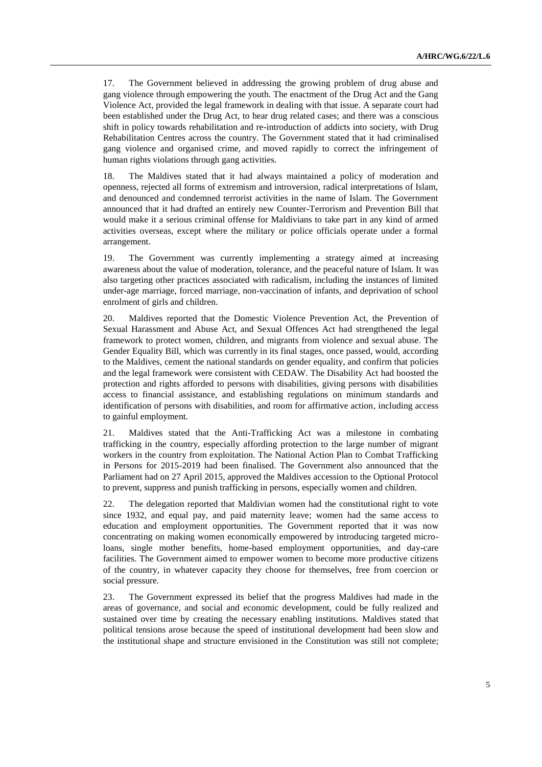17. The Government believed in addressing the growing problem of drug abuse and gang violence through empowering the youth. The enactment of the Drug Act and the Gang Violence Act, provided the legal framework in dealing with that issue. A separate court had been established under the Drug Act, to hear drug related cases; and there was a conscious shift in policy towards rehabilitation and re-introduction of addicts into society, with Drug Rehabilitation Centres across the country. The Government stated that it had criminalised gang violence and organised crime, and moved rapidly to correct the infringement of human rights violations through gang activities.

18. The Maldives stated that it had always maintained a policy of moderation and openness, rejected all forms of extremism and introversion, radical interpretations of Islam, and denounced and condemned terrorist activities in the name of Islam. The Government announced that it had drafted an entirely new Counter-Terrorism and Prevention Bill that would make it a serious criminal offense for Maldivians to take part in any kind of armed activities overseas, except where the military or police officials operate under a formal arrangement.

19. The Government was currently implementing a strategy aimed at increasing awareness about the value of moderation, tolerance, and the peaceful nature of Islam. It was also targeting other practices associated with radicalism, including the instances of limited under-age marriage, forced marriage, non-vaccination of infants, and deprivation of school enrolment of girls and children.

20. Maldives reported that the Domestic Violence Prevention Act, the Prevention of Sexual Harassment and Abuse Act, and Sexual Offences Act had strengthened the legal framework to protect women, children, and migrants from violence and sexual abuse. The Gender Equality Bill, which was currently in its final stages, once passed, would, according to the Maldives, cement the national standards on gender equality, and confirm that policies and the legal framework were consistent with CEDAW. The Disability Act had boosted the protection and rights afforded to persons with disabilities, giving persons with disabilities access to financial assistance, and establishing regulations on minimum standards and identification of persons with disabilities, and room for affirmative action, including access to gainful employment.

21. Maldives stated that the Anti-Trafficking Act was a milestone in combating trafficking in the country, especially affording protection to the large number of migrant workers in the country from exploitation. The National Action Plan to Combat Trafficking in Persons for 2015-2019 had been finalised. The Government also announced that the Parliament had on 27 April 2015, approved the Maldives accession to the Optional Protocol to prevent, suppress and punish trafficking in persons, especially women and children.

22. The delegation reported that Maldivian women had the constitutional right to vote since 1932, and equal pay, and paid maternity leave; women had the same access to education and employment opportunities. The Government reported that it was now concentrating on making women economically empowered by introducing targeted micro-loans, single mother benefits, home-based employment opportunities, and day-care facilities. The Government aimed to empower women to become more productive citizens of the country, in whatever capacity they choose for themselves, free from coercion or social pressure.

23. The Government expressed its belief that the progress Maldives had made in the areas of governance, and social and economic development, could be fully realized and sustained over time by creating the necessary enabling institutions. Maldives stated that political tensions arose because the speed of institutional development had been slow and the institutional shape and structure envisioned in the Constitution was still not complete;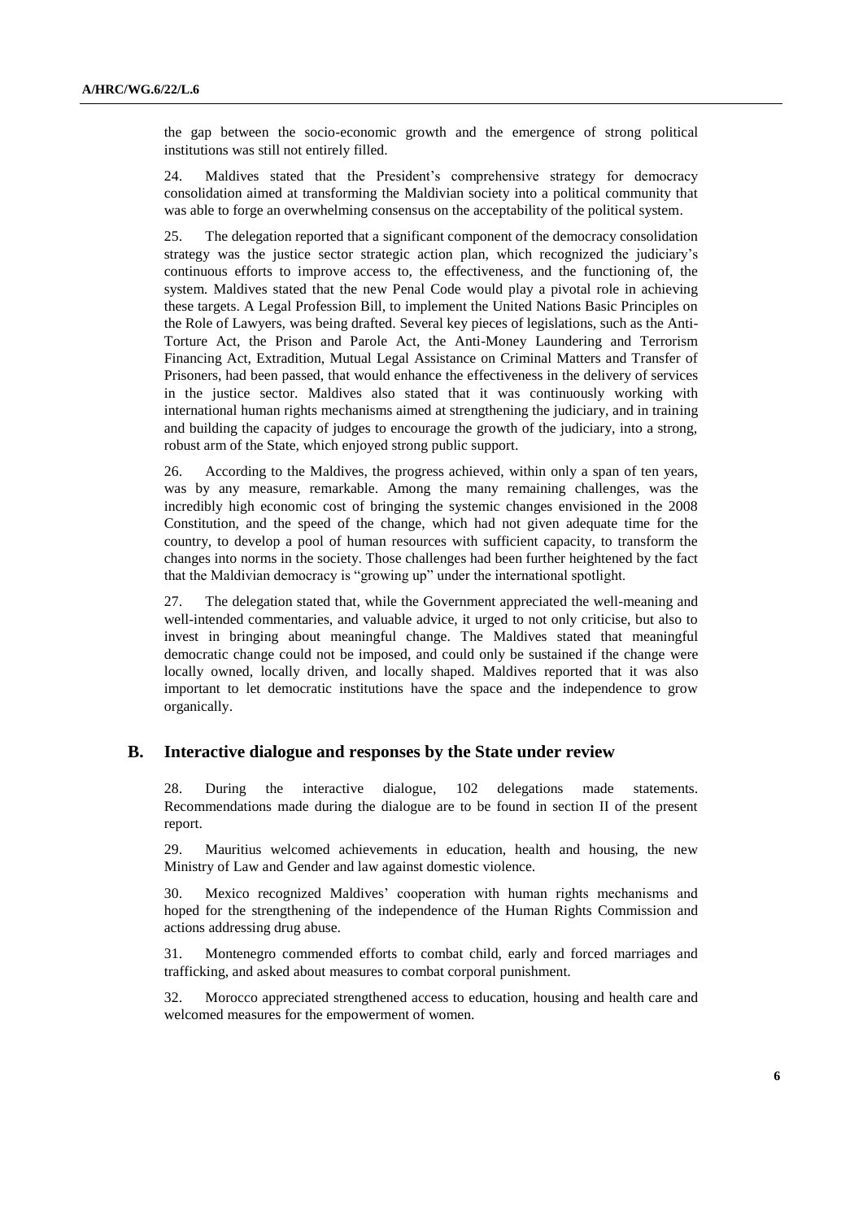the gap between the socio-economic growth and the emergence of strong political institutions was still not entirely filled.

24. Maldives stated that the President's comprehensive strategy for democracy consolidation aimed at transforming the Maldivian society into a political community that was able to forge an overwhelming consensus on the acceptability of the political system.

25. The delegation reported that a significant component of the democracy consolidation strategy was the justice sector strategic action plan, which recognized the judiciary's continuous efforts to improve access to, the effectiveness, and the functioning of, the system. Maldives stated that the new Penal Code would play a pivotal role in achieving these targets. A Legal Profession Bill, to implement the United Nations Basic Principles on the Role of Lawyers, was being drafted. Several key pieces of legislations, such as the Anti-Torture Act, the Prison and Parole Act, the Anti-Money Laundering and Terrorism Financing Act, Extradition, Mutual Legal Assistance on Criminal Matters and Transfer of Prisoners, had been passed, that would enhance the effectiveness in the delivery of services in the justice sector. Maldives also stated that it was continuously working with international human rights mechanisms aimed at strengthening the judiciary, and in training and building the capacity of judges to encourage the growth of the judiciary, into a strong, robust arm of the State, which enjoyed strong public support.

26. According to the Maldives, the progress achieved, within only a span of ten years, was by any measure, remarkable. Among the many remaining challenges, was the incredibly high economic cost of bringing the systemic changes envisioned in the 2008 Constitution, and the speed of the change, which had not given adequate time for the country, to develop a pool of human resources with sufficient capacity, to transform the changes into norms in the society. Those challenges had been further heightened by the fact that the Maldivian democracy is "growing up" under the international spotlight.

27. The delegation stated that, while the Government appreciated the well-meaning and well-intended commentaries, and valuable advice, it urged to not only criticise, but also to invest in bringing about meaningful change. The Maldives stated that meaningful democratic change could not be imposed, and could only be sustained if the change were locally owned, locally driven, and locally shaped. Maldives reported that it was also important to let democratic institutions have the space and the independence to grow organically.

## B. Interactive dialogue and responses by the State under review

28. During the interactive dialogue, 102 delegations made statements. Recommendations made during the dialogue are to be found in section II of the present report.

29. Mauritius welcomed achievements in education, health and housing, the new Ministry of Law and Gender and law against domestic violence.

30. Mexico recognized Maldives' cooperation with human rights mechanisms and hoped for the strengthening of the independence of the Human Rights Commission and actions addressing drug abuse.

31. Montenegro commended efforts to combat child, early and forced marriages and trafficking, and asked about measures to combat corporal punishment.

32. Morocco appreciated strengthened access to education, housing and health care and welcomed measures for the empowerment of women.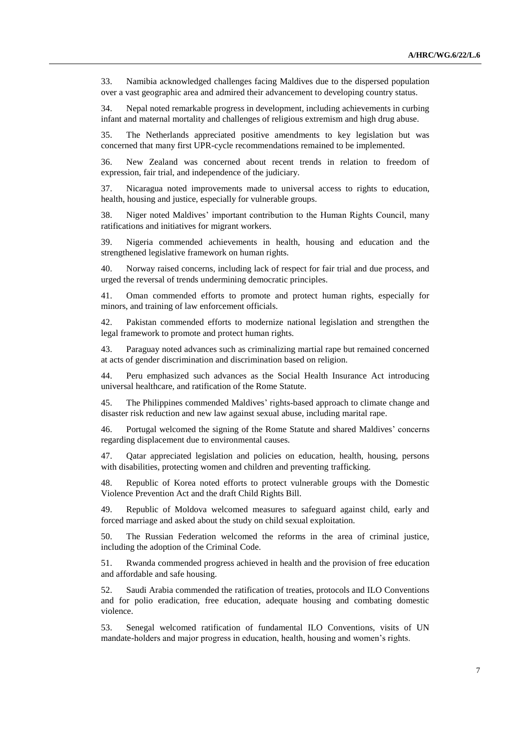33. Namibia acknowledged challenges facing Maldives due to the dispersed population over a vast geographic area and admired their advancement to developing country status.

34. Nepal noted remarkable progress in development, including achievements in curbing infant and maternal mortality and challenges of religious extremism and high drug abuse.

35. The Netherlands appreciated positive amendments to key legislation but was concerned that many first UPR-cycle recommendations remained to be implemented.

36. New Zealand was concerned about recent trends in relation to freedom of expression, fair trial, and independence of the judiciary.

37. Nicaragua noted improvements made to universal access to rights to education, health, housing and justice, especially for vulnerable groups.

38. Niger noted Maldives' important contribution to the Human Rights Council, many ratifications and initiatives for migrant workers.

39. Nigeria commended achievements in health, housing and education and the strengthened legislative framework on human rights.

40. Norway raised concerns, including lack of respect for fair trial and due process, and urged the reversal of trends undermining democratic principles.

41. Oman commended efforts to promote and protect human rights, especially for minors, and training of law enforcement officials.

42. Pakistan commended efforts to modernize national legislation and strengthen the legal framework to promote and protect human rights.

43. Paraguay noted advances such as criminalizing martial rape but remained concerned at acts of gender discrimination and discrimination based on religion.

44. Peru emphasized such advances as the Social Health Insurance Act introducing universal healthcare, and ratification of the Rome Statute.

45. The Philippines commended Maldives' rights-based approach to climate change and disaster risk reduction and new law against sexual abuse, including marital rape.

46. Portugal welcomed the signing of the Rome Statute and shared Maldives' concerns regarding displacement due to environmental causes.

47. Qatar appreciated legislation and policies on education, health, housing, persons with disabilities, protecting women and children and preventing trafficking.

48. Republic of Korea noted efforts to protect vulnerable groups with the Domestic Violence Prevention Act and the draft Child Rights Bill.

49. Republic of Moldova welcomed measures to safeguard against child, early and forced marriage and asked about the study on child sexual exploitation.

50. The Russian Federation welcomed the reforms in the area of criminal justice, including the adoption of the Criminal Code.

51. Rwanda commended progress achieved in health and the provision of free education and affordable and safe housing.

52. Saudi Arabia commended the ratification of treaties, protocols and ILO Conventions and for polio eradication, free education, adequate housing and combating domestic violence.

53. Senegal welcomed ratification of fundamental ILO Conventions, visits of UN mandate-holders and major progress in education, health, housing and women's rights.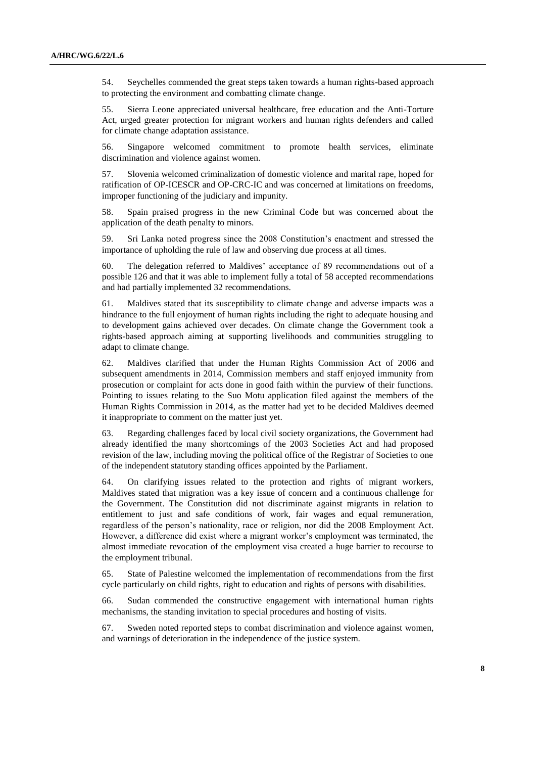54. Seychelles commended the great steps taken towards a human rights-based approach to protecting the environment and combatting climate change.

55. Sierra Leone appreciated universal healthcare, free education and the Anti-Torture Act, urged greater protection for migrant workers and human rights defenders and called for climate change adaptation assistance.

56. Singapore welcomed commitment to promote health services, eliminate discrimination and violence against women.

57. Slovenia welcomed criminalization of domestic violence and marital rape, hoped for ratification of OP-ICESCR and OP-CRC-IC and was concerned at limitations on freedoms, improper functioning of the judiciary and impunity.

58. Spain praised progress in the new Criminal Code but was concerned about the application of the death penalty to minors.

59. Sri Lanka noted progress since the 2008 Constitution's enactment and stressed the importance of upholding the rule of law and observing due process at all times.

60. The delegation referred to Maldives' acceptance of 89 recommendations out of a possible 126 and that it was able to implement fully a total of 58 accepted recommendations and had partially implemented 32 recommendations.

61. Maldives stated that its susceptibility to climate change and adverse impacts was a hindrance to the full enjoyment of human rights including the right to adequate housing and to development gains achieved over decades. On climate change the Government took a rights-based approach aiming at supporting livelihoods and communities struggling to adapt to climate change.

62. Maldives clarified that under the Human Rights Commission Act of 2006 and subsequent amendments in 2014, Commission members and staff enjoyed immunity from prosecution or complaint for acts done in good faith within the purview of their functions. Pointing to issues relating to the Suo Motu application filed against the members of the Human Rights Commission in 2014, as the matter had yet to be decided Maldives deemed it inappropriate to comment on the matter just yet.

63. Regarding challenges faced by local civil society organizations, the Government had already identified the many shortcomings of the 2003 Societies Act and had proposed revision of the law, including moving the political office of the Registrar of Societies to one of the independent statutory standing offices appointed by the Parliament.

64. On clarifying issues related to the protection and rights of migrant workers, Maldives stated that migration was a key issue of concern and a continuous challenge for the Government. The Constitution did not discriminate against migrants in relation to entitlement to just and safe conditions of work, fair wages and equal remuneration, regardless of the person's nationality, race or religion, nor did the 2008 Employment Act. However, a difference did exist where a migrant worker's employment was terminated, the almost immediate revocation of the employment visa created a huge barrier to recourse to the employment tribunal.

65. State of Palestine welcomed the implementation of recommendations from the first cycle particularly on child rights, right to education and rights of persons with disabilities.

66. Sudan commended the constructive engagement with international human rights mechanisms, the standing invitation to special procedures and hosting of visits.

67. Sweden noted reported steps to combat discrimination and violence against women, and warnings of deterioration in the independence of the justice system.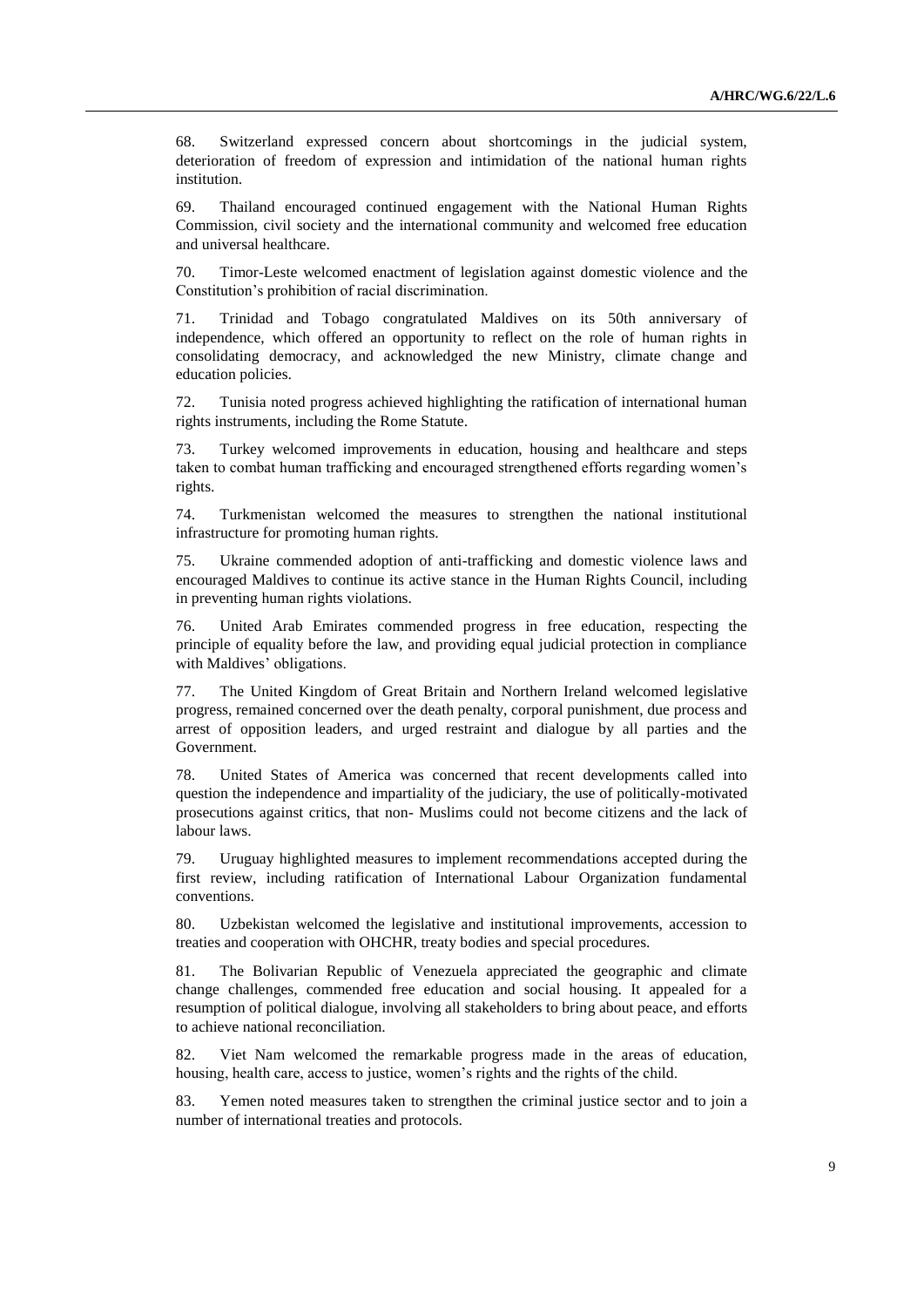68. Switzerland expressed concern about shortcomings in the judicial system, deterioration of freedom of expression and intimidation of the national human rights institution.

69. Thailand encouraged continued engagement with the National Human Rights Commission, civil society and the international community and welcomed free education and universal healthcare.

70. Timor-Leste welcomed enactment of legislation against domestic violence and the Constitution's prohibition of racial discrimination.

71. Trinidad and Tobago congratulated Maldives on its 50th anniversary of independence, which offered an opportunity to reflect on the role of human rights in consolidating democracy, and acknowledged the new Ministry, climate change and education policies.

72. Tunisia noted progress achieved highlighting the ratification of international human rights instruments, including the Rome Statute.

73. Turkey welcomed improvements in education, housing and healthcare and steps taken to combat human trafficking and encouraged strengthened efforts regarding women's rights.

74. Turkmenistan welcomed the measures to strengthen the national institutional infrastructure for promoting human rights.

75. Ukraine commended adoption of anti-trafficking and domestic violence laws and encouraged Maldives to continue its active stance in the Human Rights Council, including in preventing human rights violations.

76. United Arab Emirates commended progress in free education, respecting the principle of equality before the law, and providing equal judicial protection in compliance with Maldives' obligations.

77. The United Kingdom of Great Britain and Northern Ireland welcomed legislative progress, remained concerned over the death penalty, corporal punishment, due process and arrest of opposition leaders, and urged restraint and dialogue by all parties and the Government.

78. United States of America was concerned that recent developments called into question the independence and impartiality of the judiciary, the use of politically-motivated prosecutions against critics, that non- Muslims could not become citizens and the lack of labour laws.

79. Uruguay highlighted measures to implement recommendations accepted during the first review, including ratification of International Labour Organization fundamental conventions.

80. Uzbekistan welcomed the legislative and institutional improvements, accession to treaties and cooperation with OHCHR, treaty bodies and special procedures.

81. The Bolivarian Republic of Venezuela appreciated the geographic and climate change challenges, commended free education and social housing. It appealed for a resumption of political dialogue, involving all stakeholders to bring about peace, and efforts to achieve national reconciliation.

82. Viet Nam welcomed the remarkable progress made in the areas of education, housing, health care, access to justice, women's rights and the rights of the child.

83. Yemen noted measures taken to strengthen the criminal justice sector and to join a number of international treaties and protocols.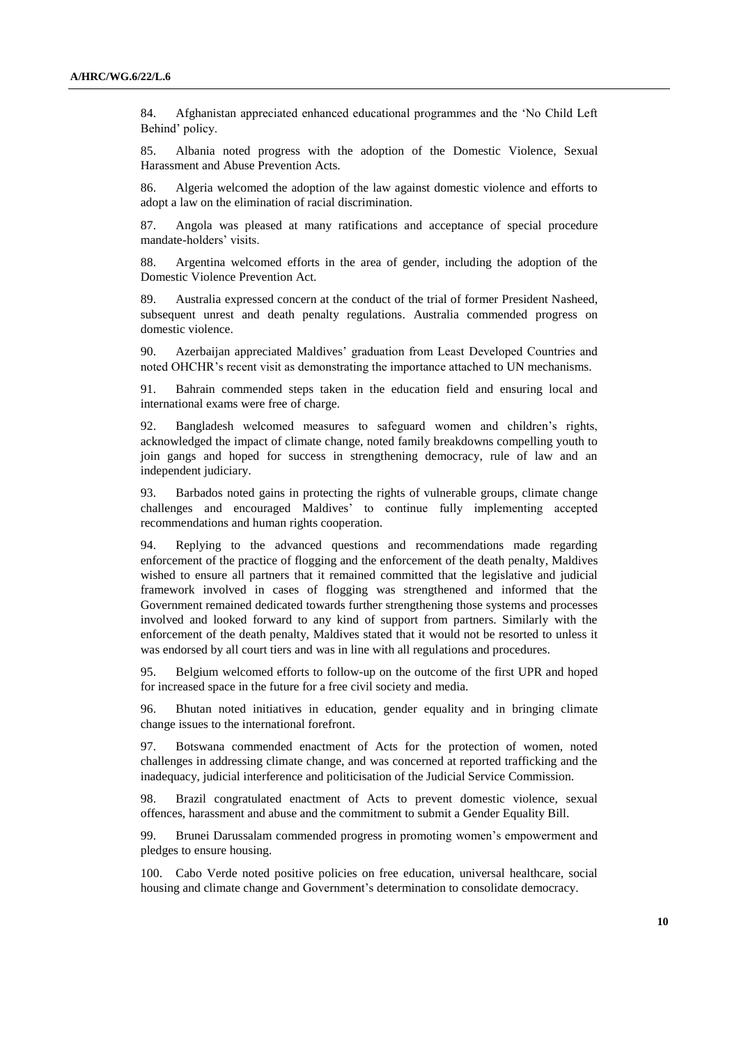84. Afghanistan appreciated enhanced educational programmes and the 'No Child Left Behind' policy.

85. Albania noted progress with the adoption of the Domestic Violence, Sexual Harassment and Abuse Prevention Acts.

86. Algeria welcomed the adoption of the law against domestic violence and efforts to adopt a law on the elimination of racial discrimination.

87. Angola was pleased at many ratifications and acceptance of special procedure mandate-holders' visits.

88. Argentina welcomed efforts in the area of gender, including the adoption of the Domestic Violence Prevention Act.

89. Australia expressed concern at the conduct of the trial of former President Nasheed, subsequent unrest and death penalty regulations. Australia commended progress on domestic violence.

90. Azerbaijan appreciated Maldives' graduation from Least Developed Countries and noted OHCHR's recent visit as demonstrating the importance attached to UN mechanisms.

91. Bahrain commended steps taken in the education field and ensuring local and international exams were free of charge.

92. Bangladesh welcomed measures to safeguard women and children's rights, acknowledged the impact of climate change, noted family breakdowns compelling youth to join gangs and hoped for success in strengthening democracy, rule of law and an independent judiciary.

93. Barbados noted gains in protecting the rights of vulnerable groups, climate change challenges and encouraged Maldives' to continue fully implementing accepted recommendations and human rights cooperation.

94. Replying to the advanced questions and recommendations made regarding enforcement of the practice of flogging and the enforcement of the death penalty, Maldives wished to ensure all partners that it remained committed that the legislative and judicial framework involved in cases of flogging was strengthened and informed that the Government remained dedicated towards further strengthening those systems and processes involved and looked forward to any kind of support from partners. Similarly with the enforcement of the death penalty, Maldives stated that it would not be resorted to unless it was endorsed by all court tiers and was in line with all regulations and procedures.

95. Belgium welcomed efforts to follow-up on the outcome of the first UPR and hoped for increased space in the future for a free civil society and media.

96. Bhutan noted initiatives in education, gender equality and in bringing climate change issues to the international forefront.

97. Botswana commended enactment of Acts for the protection of women, noted challenges in addressing climate change, and was concerned at reported trafficking and the inadequacy, judicial interference and politicisation of the Judicial Service Commission.

98. Brazil congratulated enactment of Acts to prevent domestic violence, sexual offences, harassment and abuse and the commitment to submit a Gender Equality Bill.

99. Brunei Darussalam commended progress in promoting women's empowerment and pledges to ensure housing.

100. Cabo Verde noted positive policies on free education, universal healthcare, social housing and climate change and Government's determination to consolidate democracy.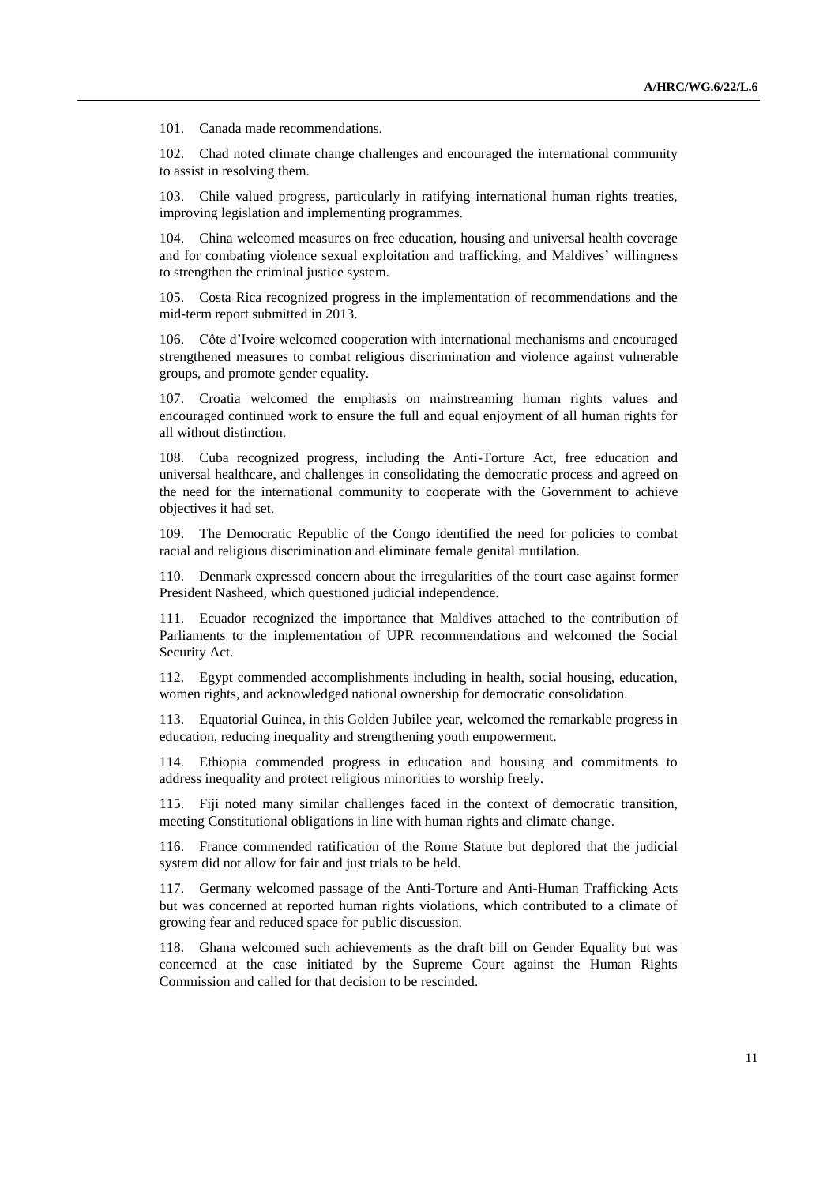101. Canada made recommendations.

102. Chad noted climate change challenges and encouraged the international community to assist in resolving them.

103. Chile valued progress, particularly in ratifying international human rights treaties, improving legislation and implementing programmes.

104. China welcomed measures on free education, housing and universal health coverage and for combating violence sexual exploitation and trafficking, and Maldives' willingness to strengthen the criminal justice system.

105. Costa Rica recognized progress in the implementation of recommendations and the mid-term report submitted in 2013.

106. Côte d'Ivoire welcomed cooperation with international mechanisms and encouraged strengthened measures to combat religious discrimination and violence against vulnerable groups, and promote gender equality.

107. Croatia welcomed the emphasis on mainstreaming human rights values and encouraged continued work to ensure the full and equal enjoyment of all human rights for all without distinction.

108. Cuba recognized progress, including the Anti-Torture Act, free education and universal healthcare, and challenges in consolidating the democratic process and agreed on the need for the international community to cooperate with the Government to achieve objectives it had set.

109. The Democratic Republic of the Congo identified the need for policies to combat racial and religious discrimination and eliminate female genital mutilation.

110. Denmark expressed concern about the irregularities of the court case against former President Nasheed, which questioned judicial independence.

111. Ecuador recognized the importance that Maldives attached to the contribution of Parliaments to the implementation of UPR recommendations and welcomed the Social Security Act.

112. Egypt commended accomplishments including in health, social housing, education, women rights, and acknowledged national ownership for democratic consolidation.

113. Equatorial Guinea, in this Golden Jubilee year, welcomed the remarkable progress in education, reducing inequality and strengthening youth empowerment.

114. Ethiopia commended progress in education and housing and commitments to address inequality and protect religious minorities to worship freely.

115. Fiji noted many similar challenges faced in the context of democratic transition, meeting Constitutional obligations in line with human rights and climate change.

116. France commended ratification of the Rome Statute but deplored that the judicial system did not allow for fair and just trials to be held.

117. Germany welcomed passage of the Anti-Torture and Anti-Human Trafficking Acts but was concerned at reported human rights violations, which contributed to a climate of growing fear and reduced space for public discussion.

118. Ghana welcomed such achievements as the draft bill on Gender Equality but was concerned at the case initiated by the Supreme Court against the Human Rights Commission and called for that decision to be rescinded.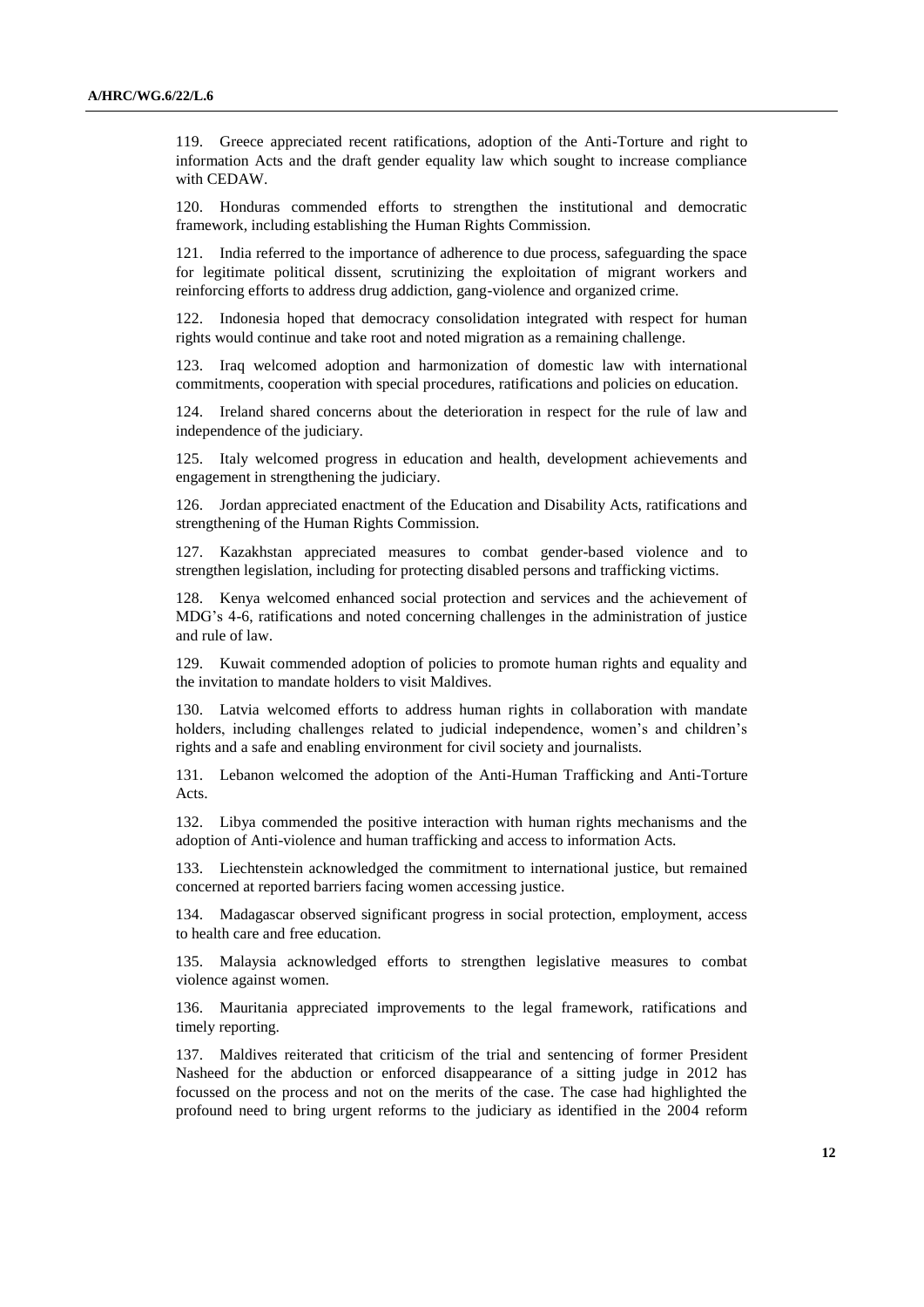119. Greece appreciated recent ratifications, adoption of the Anti-Torture and right to information Acts and the draft gender equality law which sought to increase compliance with CEDAW.

120. Honduras commended efforts to strengthen the institutional and democratic framework, including establishing the Human Rights Commission.

121. India referred to the importance of adherence to due process, safeguarding the space for legitimate political dissent, scrutinizing the exploitation of migrant workers and reinforcing efforts to address drug addiction, gang-violence and organized crime.

122. Indonesia hoped that democracy consolidation integrated with respect for human rights would continue and take root and noted migration as a remaining challenge.

123. Iraq welcomed adoption and harmonization of domestic law with international commitments, cooperation with special procedures, ratifications and policies on education.

124. Ireland shared concerns about the deterioration in respect for the rule of law and independence of the judiciary.

125. Italy welcomed progress in education and health, development achievements and engagement in strengthening the judiciary.

126. Jordan appreciated enactment of the Education and Disability Acts, ratifications and strengthening of the Human Rights Commission.

127. Kazakhstan appreciated measures to combat gender-based violence and to strengthen legislation, including for protecting disabled persons and trafficking victims.

128. Kenya welcomed enhanced social protection and services and the achievement of MDG's 4-6, ratifications and noted concerning challenges in the administration of justice and rule of law.

129. Kuwait commended adoption of policies to promote human rights and equality and the invitation to mandate holders to visit Maldives.

130. Latvia welcomed efforts to address human rights in collaboration with mandate holders, including challenges related to judicial independence, women's and children's rights and a safe and enabling environment for civil society and journalists.

131. Lebanon welcomed the adoption of the Anti-Human Trafficking and Anti-Torture Acts.

132. Libya commended the positive interaction with human rights mechanisms and the adoption of Anti-violence and human trafficking and access to information Acts.

133. Liechtenstein acknowledged the commitment to international justice, but remained concerned at reported barriers facing women accessing justice.

134. Madagascar observed significant progress in social protection, employment, access to health care and free education.

135. Malaysia acknowledged efforts to strengthen legislative measures to combat violence against women.

136. Mauritania appreciated improvements to the legal framework, ratifications and timely reporting.

137. Maldives reiterated that criticism of the trial and sentencing of former President Nasheed for the abduction or enforced disappearance of a sitting judge in 2012 has focussed on the process and not on the merits of the case. The case had highlighted the profound need to bring urgent reforms to the judiciary as identified in the 2004 reform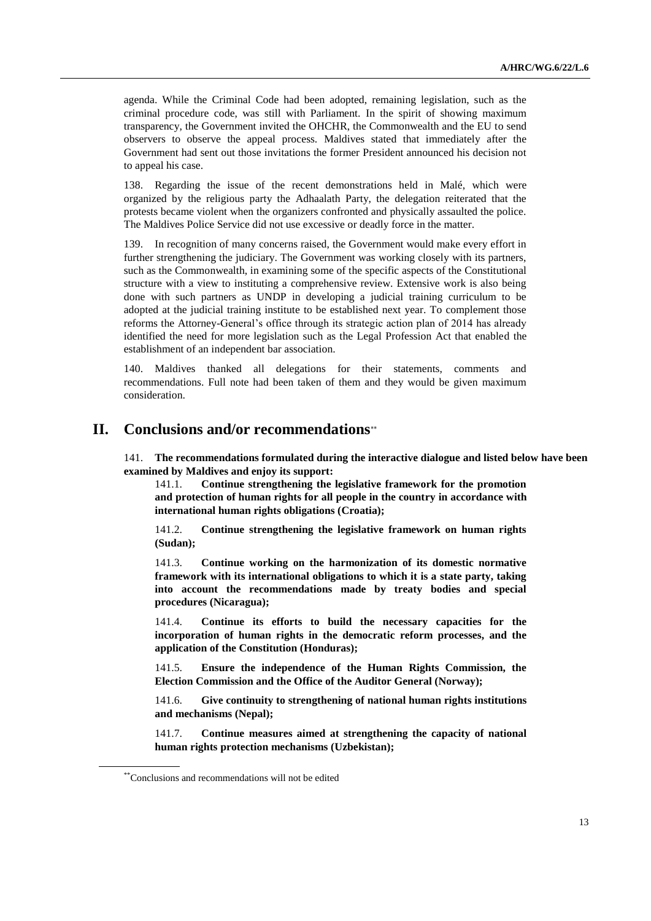agenda. While the Criminal Code had been adopted, remaining legislation, such as the criminal procedure code, was still with Parliament. In the spirit of showing maximum transparency, the Government invited the OHCHR, the Commonwealth and the EU to send observers to observe the appeal process. Maldives stated that immediately after the Government had sent out those invitations the former President announced his decision not to appeal his case.

138. Regarding the issue of the recent demonstrations held in Malé, which were organized by the religious party the Adhaalath Party, the delegation reiterated that the protests became violent when the organizers confronted and physically assaulted the police. The Maldives Police Service did not use excessive or deadly force in the matter.

139. In recognition of many concerns raised, the Government would make every effort in further strengthening the judiciary. The Government was working closely with its partners, such as the Commonwealth, in examining some of the specific aspects of the Constitutional structure with a view to instituting a comprehensive review. Extensive work is also being done with such partners as UNDP in developing a judicial training curriculum to be adopted at the judicial training institute to be established next year. To complement those reforms the Attorney-General's office through its strategic action plan of 2014 has already identified the need for more legislation such as the Legal Profession Act that enabled the establishment of an independent bar association.

140. Maldives thanked all delegations for their statements, comments and recommendations. Full note had been taken of them and they would be given maximum consideration.

# II. Conclusions and/or recommendations**

141. **The recommendations formulated during the interactive dialogue and listed below have been examined by Maldives and enjoy its support:**

141.1. **Continue strengthening the legislative framework for the promotion and protection of human rights for all people in the country in accordance with international human rights obligations (Croatia);**

141.2. **Continue strengthening the legislative framework on human rights (Sudan);**

141.3. **Continue working on the harmonization of its domestic normative framework with its international obligations to which it is a state party, taking into account the recommendations made by treaty bodies and special procedures (Nicaragua);**

141.4. **Continue its efforts to build the necessary capacities for the incorporation of human rights in the democratic reform processes, and the application of the Constitution (Honduras);**

141.5. **Ensure the independence of the Human Rights Commission, the Election Commission and the Office of the Auditor General (Norway);**

141.6. **Give continuity to strengthening of national human rights institutions and mechanisms (Nepal);**

141.7. **Continue measures aimed at strengthening the capacity of national human rights protection mechanisms (Uzbekistan);**

** Conclusions and recommendations will not be edited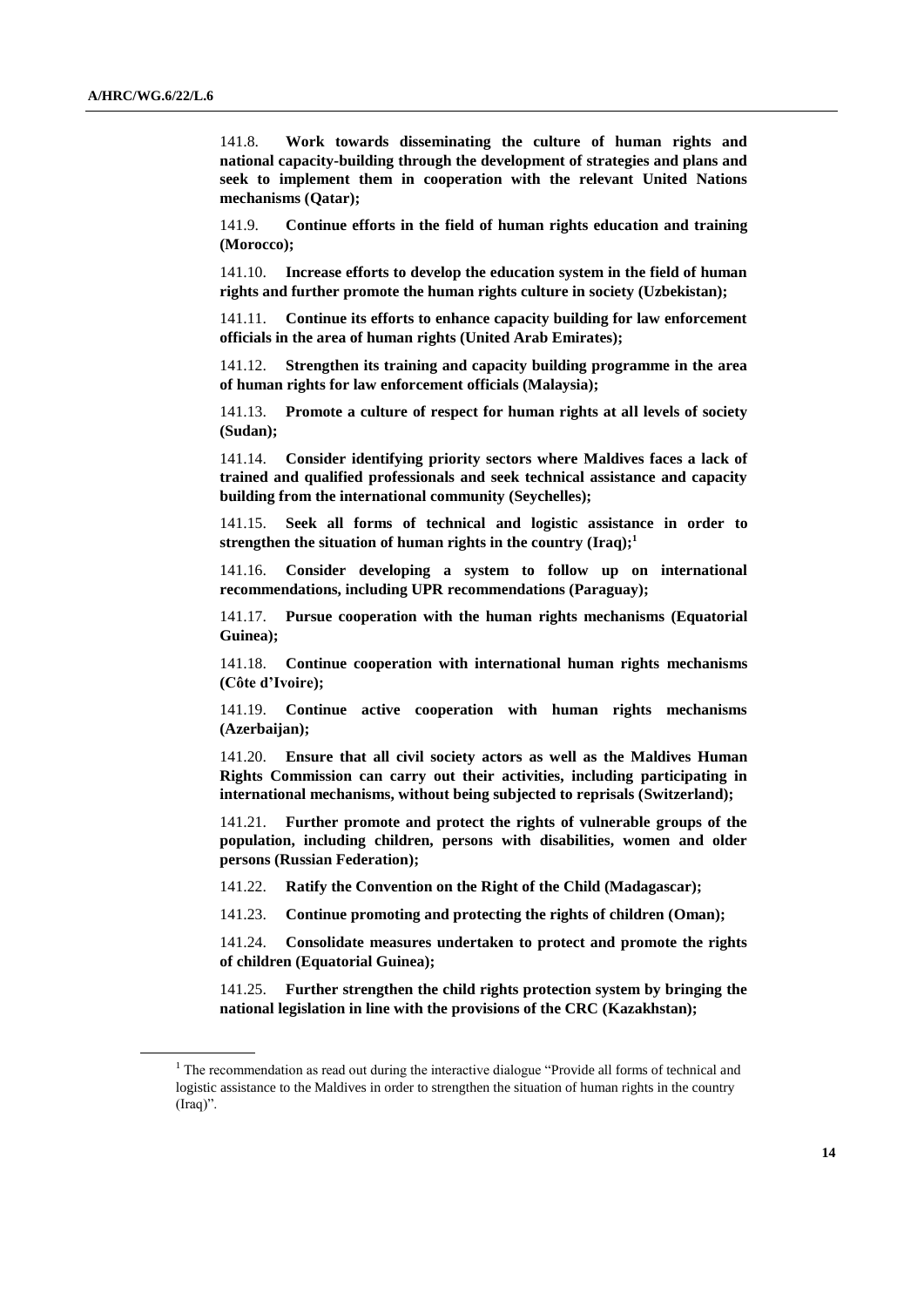141.8. **Work towards disseminating the culture of human rights and national capacity-building through the development of strategies and plans and seek to implement them in cooperation with the relevant United Nations mechanisms (Qatar);**

141.9. **Continue efforts in the field of human rights education and training (Morocco);**

141.10. **Increase efforts to develop the education system in the field of human rights and further promote the human rights culture in society (Uzbekistan);**

141.11. **Continue its efforts to enhance capacity building for law enforcement officials in the area of human rights (United Arab Emirates);**

141.12. **Strengthen its training and capacity building programme in the area of human rights for law enforcement officials (Malaysia);**

141.13. **Promote a culture of respect for human rights at all levels of society (Sudan);**

141.14. **Consider identifying priority sectors where Maldives faces a lack of trained and qualified professionals and seek technical assistance and capacity building from the international community (Seychelles);**

141.15. **Seek all forms of technical and logistic assistance in order to strengthen the situation of human rights in the country (Iraq);**[1]

141.16. **Consider developing a system to follow up on international recommendations, including UPR recommendations (Paraguay);**

141.17. **Pursue cooperation with the human rights mechanisms (Equatorial Guinea);**

141.18. **Continue cooperation with international human rights mechanisms (Côte d'Ivoire);**

141.19. **Continue active cooperation with human rights mechanisms (Azerbaijan);**

141.20. **Ensure that all civil society actors as well as the Maldives Human Rights Commission can carry out their activities, including participating in international mechanisms, without being subjected to reprisals (Switzerland);**

141.21. **Further promote and protect the rights of vulnerable groups of the population, including children, persons with disabilities, women and older persons (Russian Federation);**

141.22. **Ratify the Convention on the Right of the Child (Madagascar);**

141.23. **Continue promoting and protecting the rights of children (Oman);**

141.24. **Consolidate measures undertaken to protect and promote the rights of children (Equatorial Guinea);**

141.25. **Further strengthen the child rights protection system by bringing the national legislation in line with the provisions of the CRC (Kazakhstan);**

[1] The recommendation as read out during the interactive dialogue "Provide all forms of technical and logistic assistance to the Maldives in order to strengthen the situation of human rights in the country (Iraq)".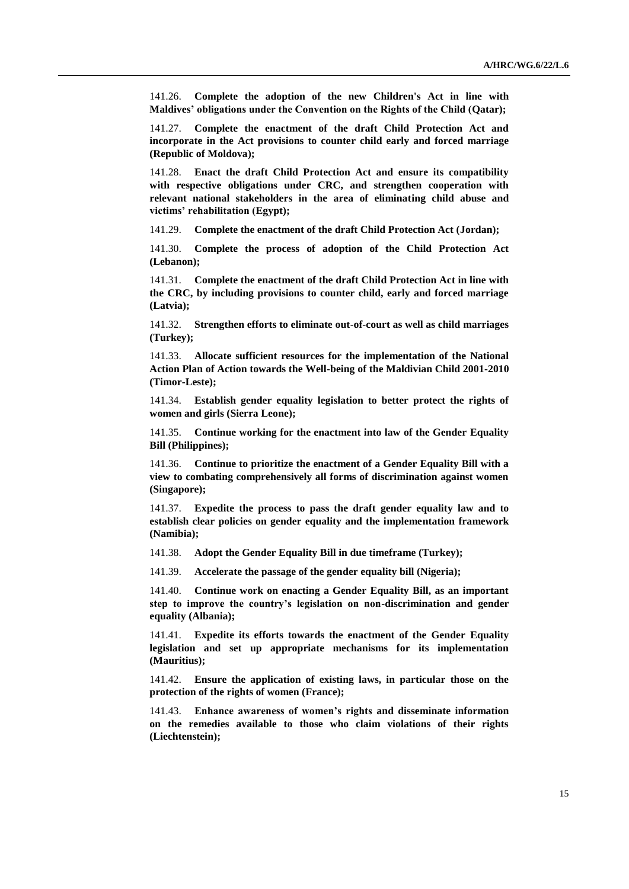141.26. **Complete the adoption of the new Children's Act in line with Maldives' obligations under the Convention on the Rights of the Child (Qatar);**

141.27. **Complete the enactment of the draft Child Protection Act and incorporate in the Act provisions to counter child early and forced marriage (Republic of Moldova);**

141.28. **Enact the draft Child Protection Act and ensure its compatibility with respective obligations under CRC, and strengthen cooperation with relevant national stakeholders in the area of eliminating child abuse and victims' rehabilitation (Egypt);**

141.29. **Complete the enactment of the draft Child Protection Act (Jordan);**

141.30. **Complete the process of adoption of the Child Protection Act (Lebanon);**

141.31. **Complete the enactment of the draft Child Protection Act in line with the CRC, by including provisions to counter child, early and forced marriage (Latvia);**

141.32. **Strengthen efforts to eliminate out-of-court as well as child marriages (Turkey);**

141.33. **Allocate sufficient resources for the implementation of the National Action Plan of Action towards the Well-being of the Maldivian Child 2001-2010 (Timor-Leste);**

141.34. **Establish gender equality legislation to better protect the rights of women and girls (Sierra Leone);**

141.35. **Continue working for the enactment into law of the Gender Equality Bill (Philippines);**

141.36. **Continue to prioritize the enactment of a Gender Equality Bill with a view to combating comprehensively all forms of discrimination against women (Singapore);**

141.37. **Expedite the process to pass the draft gender equality law and to establish clear policies on gender equality and the implementation framework (Namibia);**

141.38. **Adopt the Gender Equality Bill in due timeframe (Turkey);**

141.39. **Accelerate the passage of the gender equality bill (Nigeria);**

141.40. **Continue work on enacting a Gender Equality Bill, as an important step to improve the country's legislation on non-discrimination and gender equality (Albania);**

141.41. **Expedite its efforts towards the enactment of the Gender Equality legislation and set up appropriate mechanisms for its implementation (Mauritius);**

141.42. **Ensure the application of existing laws, in particular those on the protection of the rights of women (France);**

141.43. **Enhance awareness of women's rights and disseminate information on the remedies available to those who claim violations of their rights (Liechtenstein);**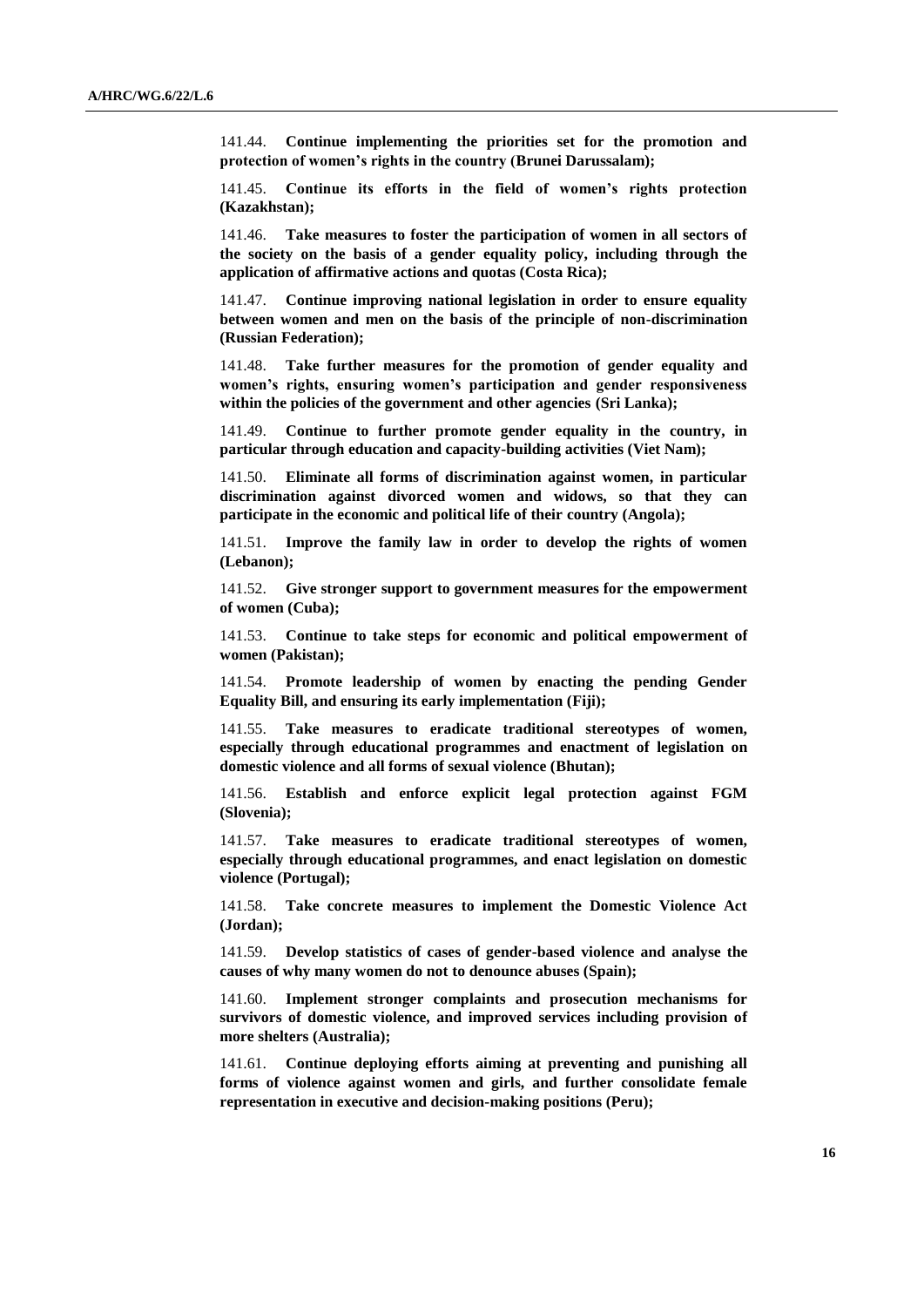141.44. **Continue implementing the priorities set for the promotion and protection of women's rights in the country (Brunei Darussalam);**

141.45. **Continue its efforts in the field of women's rights protection (Kazakhstan);**

141.46. **Take measures to foster the participation of women in all sectors of the society on the basis of a gender equality policy, including through the application of affirmative actions and quotas (Costa Rica);**

141.47. **Continue improving national legislation in order to ensure equality between women and men on the basis of the principle of non-discrimination (Russian Federation);**

141.48. **Take further measures for the promotion of gender equality and women's rights, ensuring women's participation and gender responsiveness within the policies of the government and other agencies (Sri Lanka);**

141.49. **Continue to further promote gender equality in the country, in particular through education and capacity-building activities (Viet Nam);**

141.50. **Eliminate all forms of discrimination against women, in particular discrimination against divorced women and widows, so that they can participate in the economic and political life of their country (Angola);**

141.51. **Improve the family law in order to develop the rights of women (Lebanon);**

141.52. **Give stronger support to government measures for the empowerment of women (Cuba);**

141.53. **Continue to take steps for economic and political empowerment of women (Pakistan);**

141.54. **Promote leadership of women by enacting the pending Gender Equality Bill, and ensuring its early implementation (Fiji);**

141.55. **Take measures to eradicate traditional stereotypes of women, especially through educational programmes and enactment of legislation on domestic violence and all forms of sexual violence (Bhutan);**

141.56. **Establish and enforce explicit legal protection against FGM (Slovenia);**

141.57. **Take measures to eradicate traditional stereotypes of women, especially through educational programmes, and enact legislation on domestic violence (Portugal);**

141.58. **Take concrete measures to implement the Domestic Violence Act (Jordan);**

141.59. **Develop statistics of cases of gender-based violence and analyse the causes of why many women do not to denounce abuses (Spain);**

141.60. **Implement stronger complaints and prosecution mechanisms for survivors of domestic violence, and improved services including provision of more shelters (Australia);**

141.61. **Continue deploying efforts aiming at preventing and punishing all forms of violence against women and girls, and further consolidate female representation in executive and decision-making positions (Peru);**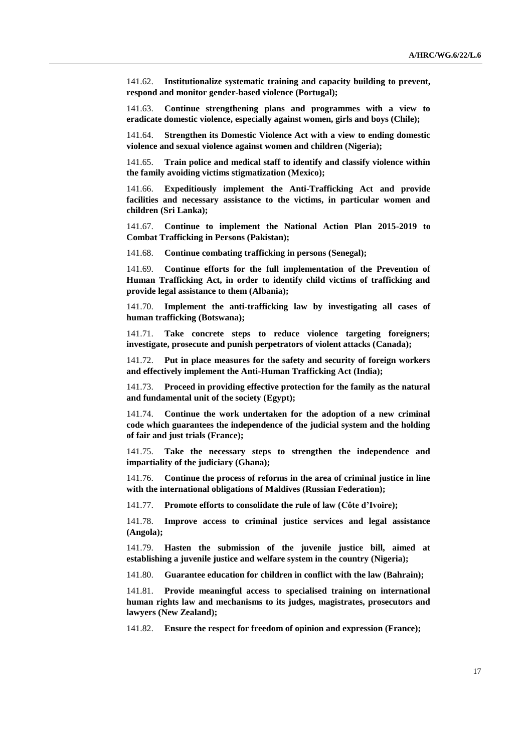141.62. **Institutionalize systematic training and capacity building to prevent, respond and monitor gender-based violence (Portugal);**

141.63. **Continue strengthening plans and programmes with a view to eradicate domestic violence, especially against women, girls and boys (Chile);**

141.64. **Strengthen its Domestic Violence Act with a view to ending domestic violence and sexual violence against women and children (Nigeria);**

141.65. **Train police and medical staff to identify and classify violence within the family avoiding victims stigmatization (Mexico);**

141.66. **Expeditiously implement the Anti-Trafficking Act and provide facilities and necessary assistance to the victims, in particular women and children (Sri Lanka);**

141.67. **Continue to implement the National Action Plan 2015-2019 to Combat Trafficking in Persons (Pakistan);**

141.68. **Continue combating trafficking in persons (Senegal);**

141.69. **Continue efforts for the full implementation of the Prevention of Human Trafficking Act, in order to identify child victims of trafficking and provide legal assistance to them (Albania);**

141.70. **Implement the anti-trafficking law by investigating all cases of human trafficking (Botswana);**

141.71. **Take concrete steps to reduce violence targeting foreigners; investigate, prosecute and punish perpetrators of violent attacks (Canada);**

141.72. **Put in place measures for the safety and security of foreign workers and effectively implement the Anti-Human Trafficking Act (India);**

141.73. **Proceed in providing effective protection for the family as the natural and fundamental unit of the society (Egypt);**

141.74. **Continue the work undertaken for the adoption of a new criminal code which guarantees the independence of the judicial system and the holding of fair and just trials (France);**

141.75. **Take the necessary steps to strengthen the independence and impartiality of the judiciary (Ghana);**

141.76. **Continue the process of reforms in the area of criminal justice in line with the international obligations of Maldives (Russian Federation);**

141.77. **Promote efforts to consolidate the rule of law (Côte d'Ivoire);**

141.78. **Improve access to criminal justice services and legal assistance (Angola);**

141.79. **Hasten the submission of the juvenile justice bill, aimed at establishing a juvenile justice and welfare system in the country (Nigeria);**

141.80. **Guarantee education for children in conflict with the law (Bahrain);**

141.81. **Provide meaningful access to specialised training on international human rights law and mechanisms to its judges, magistrates, prosecutors and lawyers (New Zealand);**

141.82. **Ensure the respect for freedom of opinion and expression (France);**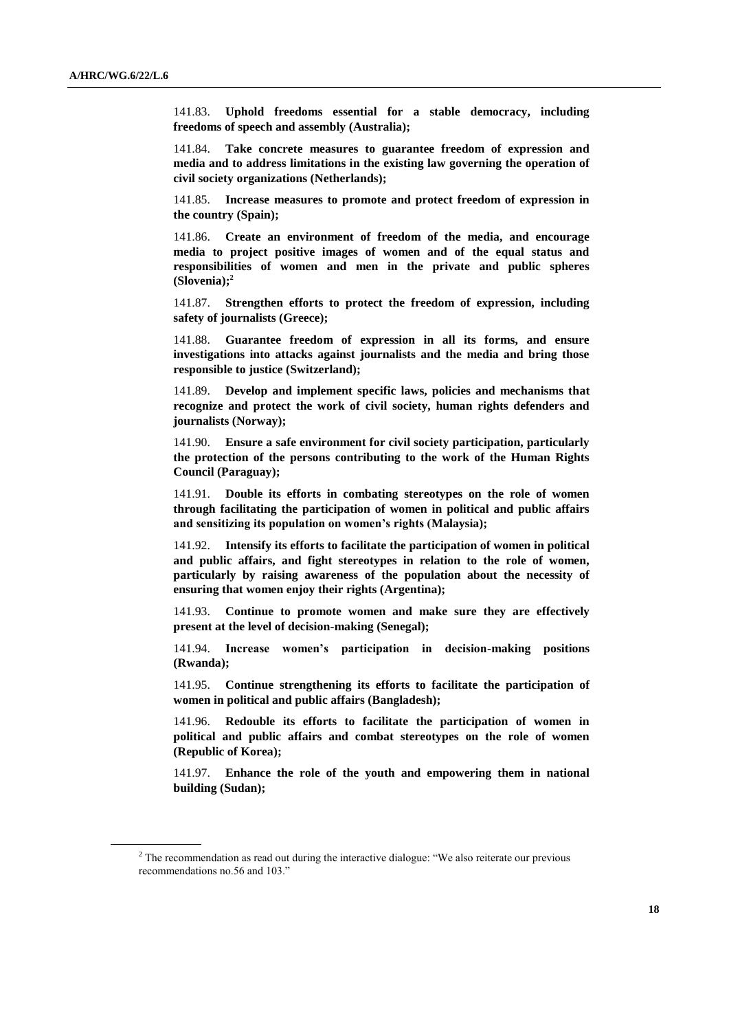141.83. **Uphold freedoms essential for a stable democracy, including freedoms of speech and assembly (Australia);**

141.84. **Take concrete measures to guarantee freedom of expression and media and to address limitations in the existing law governing the operation of civil society organizations (Netherlands);**

141.85. **Increase measures to promote and protect freedom of expression in the country (Spain);**

141.86. **Create an environment of freedom of the media, and encourage media to project positive images of women and of the equal status and responsibilities of women and men in the private and public spheres (Slovenia);**[2]

141.87. **Strengthen efforts to protect the freedom of expression, including safety of journalists (Greece);**

141.88. **Guarantee freedom of expression in all its forms, and ensure investigations into attacks against journalists and the media and bring those responsible to justice (Switzerland);**

141.89. **Develop and implement specific laws, policies and mechanisms that recognize and protect the work of civil society, human rights defenders and journalists (Norway);**

141.90. **Ensure a safe environment for civil society participation, particularly the protection of the persons contributing to the work of the Human Rights Council (Paraguay);**

141.91. **Double its efforts in combating stereotypes on the role of women through facilitating the participation of women in political and public affairs and sensitizing its population on women's rights (Malaysia);**

141.92. **Intensify its efforts to facilitate the participation of women in political and public affairs, and fight stereotypes in relation to the role of women, particularly by raising awareness of the population about the necessity of ensuring that women enjoy their rights (Argentina);**

141.93. **Continue to promote women and make sure they are effectively present at the level of decision-making (Senegal);**

141.94. **Increase women's participation in decision-making positions (Rwanda);**

141.95. **Continue strengthening its efforts to facilitate the participation of women in political and public affairs (Bangladesh);**

141.96. **Redouble its efforts to facilitate the participation of women in political and public affairs and combat stereotypes on the role of women (Republic of Korea);**

141.97. **Enhance the role of the youth and empowering them in national building (Sudan);**

---

[2] The recommendation as read out during the interactive dialogue: "We also reiterate our previous recommendations no.56 and 103."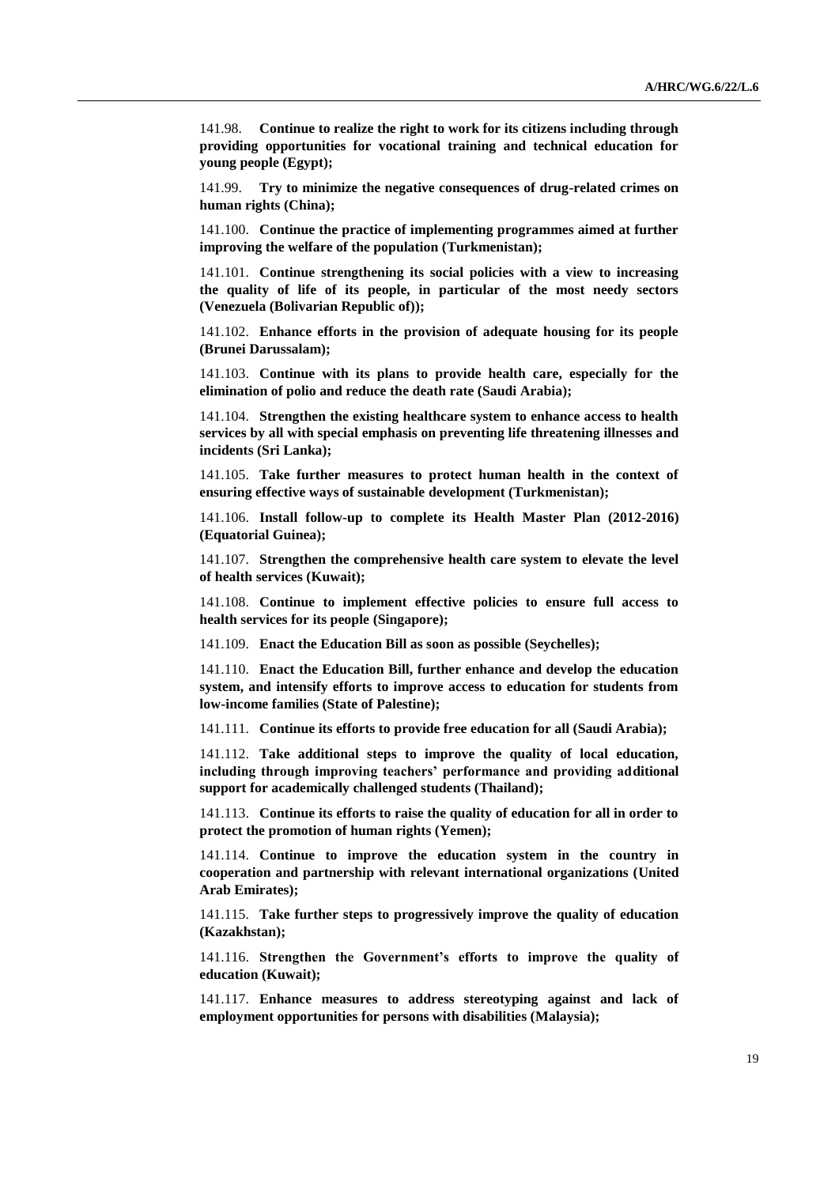141.98. **Continue to realize the right to work for its citizens including through providing opportunities for vocational training and technical education for young people (Egypt);**

141.99. **Try to minimize the negative consequences of drug-related crimes on human rights (China);**

141.100. **Continue the practice of implementing programmes aimed at further improving the welfare of the population (Turkmenistan);**

141.101. **Continue strengthening its social policies with a view to increasing the quality of life of its people, in particular of the most needy sectors (Venezuela (Bolivarian Republic of));**

141.102. **Enhance efforts in the provision of adequate housing for its people (Brunei Darussalam);**

141.103. **Continue with its plans to provide health care, especially for the elimination of polio and reduce the death rate (Saudi Arabia);**

141.104. **Strengthen the existing healthcare system to enhance access to health services by all with special emphasis on preventing life threatening illnesses and incidents (Sri Lanka);**

141.105. **Take further measures to protect human health in the context of ensuring effective ways of sustainable development (Turkmenistan);**

141.106. **Install follow-up to complete its Health Master Plan (2012-2016) (Equatorial Guinea);**

141.107. **Strengthen the comprehensive health care system to elevate the level of health services (Kuwait);**

141.108. **Continue to implement effective policies to ensure full access to health services for its people (Singapore);**

141.109. **Enact the Education Bill as soon as possible (Seychelles);**

141.110. **Enact the Education Bill, further enhance and develop the education system, and intensify efforts to improve access to education for students from low-income families (State of Palestine);**

141.111. **Continue its efforts to provide free education for all (Saudi Arabia);**

141.112. **Take additional steps to improve the quality of local education, including through improving teachers' performance and providing additional support for academically challenged students (Thailand);**

141.113. **Continue its efforts to raise the quality of education for all in order to protect the promotion of human rights (Yemen);**

141.114. **Continue to improve the education system in the country in cooperation and partnership with relevant international organizations (United Arab Emirates);**

141.115. **Take further steps to progressively improve the quality of education (Kazakhstan);**

141.116. **Strengthen the Government's efforts to improve the quality of education (Kuwait);**

141.117. **Enhance measures to address stereotyping against and lack of employment opportunities for persons with disabilities (Malaysia);**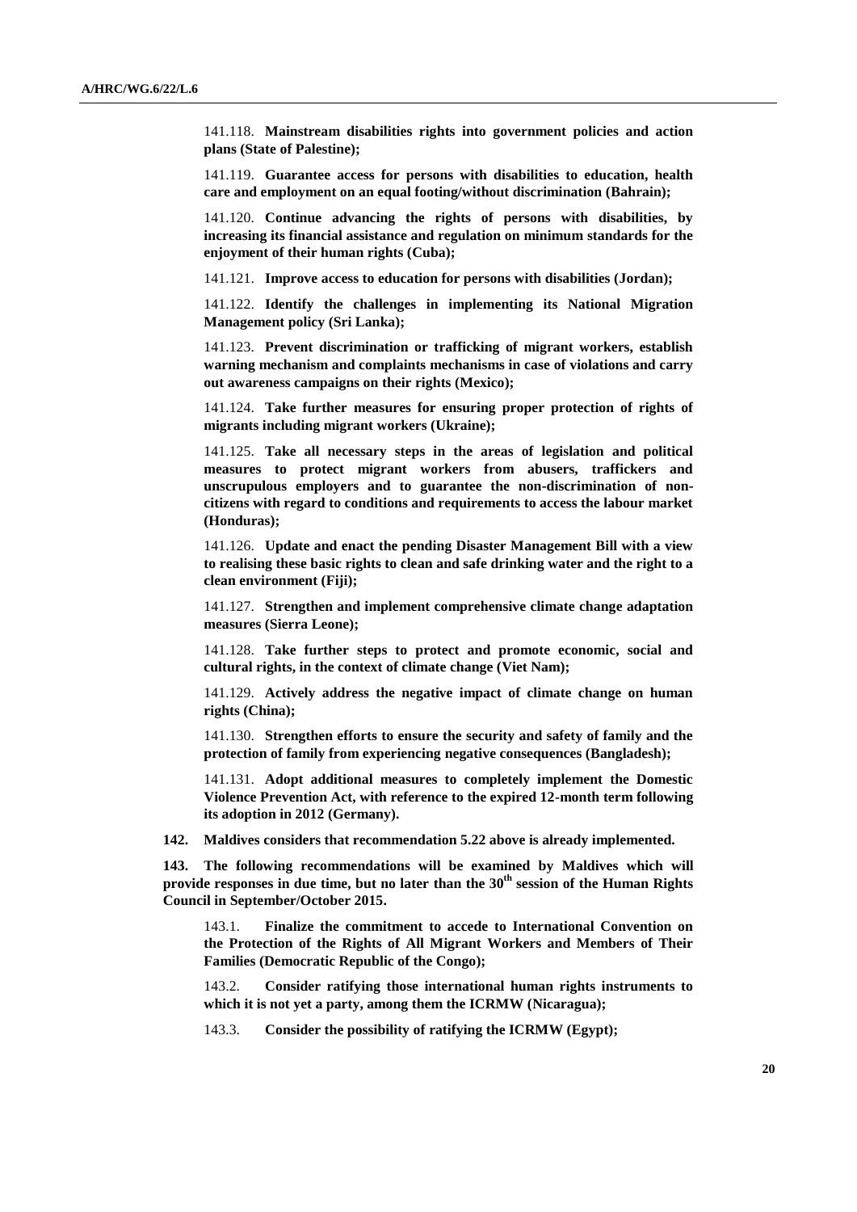141.118. **Mainstream disabilities rights into government policies and action plans (State of Palestine);**

141.119. **Guarantee access for persons with disabilities to education, health care and employment on an equal footing/without discrimination (Bahrain);**

141.120. **Continue advancing the rights of persons with disabilities, by increasing its financial assistance and regulation on minimum standards for the enjoyment of their human rights (Cuba);**

141.121. **Improve access to education for persons with disabilities (Jordan);**

141.122. **Identify the challenges in implementing its National Migration Management policy (Sri Lanka);**

141.123. **Prevent discrimination or trafficking of migrant workers, establish warning mechanism and complaints mechanisms in case of violations and carry out awareness campaigns on their rights (Mexico);**

141.124. **Take further measures for ensuring proper protection of rights of migrants including migrant workers (Ukraine);**

141.125. **Take all necessary steps in the areas of legislation and political measures to protect migrant workers from abusers, traffickers and unscrupulous employers and to guarantee the non-discrimination of non-citizens with regard to conditions and requirements to access the labour market (Honduras);**

141.126. **Update and enact the pending Disaster Management Bill with a view to realising these basic rights to clean and safe drinking water and the right to a clean environment (Fiji);**

141.127. **Strengthen and implement comprehensive climate change adaptation measures (Sierra Leone);**

141.128. **Take further steps to protect and promote economic, social and cultural rights, in the context of climate change (Viet Nam);**

141.129. **Actively address the negative impact of climate change on human rights (China);**

141.130. **Strengthen efforts to ensure the security and safety of family and the protection of family from experiencing negative consequences (Bangladesh);**

141.131. **Adopt additional measures to completely implement the Domestic Violence Prevention Act, with reference to the expired 12-month term following its adoption in 2012 (Germany).**

**142. Maldives considers that recommendation 5.22 above is already implemented.**

**143. The following recommendations will be examined by Maldives which will provide responses in due time, but no later than the 30th session of the Human Rights Council in September/October 2015.**

143.1. **Finalize the commitment to accede to International Convention on the Protection of the Rights of All Migrant Workers and Members of Their Families (Democratic Republic of the Congo);**

143.2. **Consider ratifying those international human rights instruments to which it is not yet a party, among them the ICRMW (Nicaragua);**

143.3. **Consider the possibility of ratifying the ICRMW (Egypt);**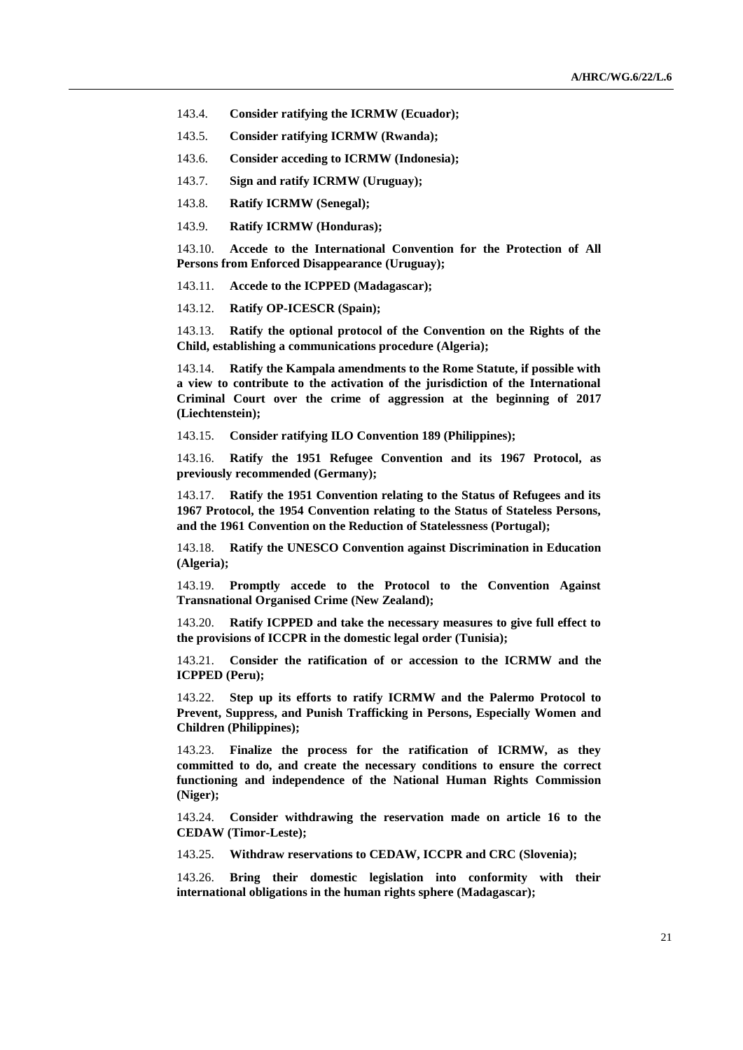143.4. **Consider ratifying the ICRMW (Ecuador);**

143.5. **Consider ratifying ICRMW (Rwanda);**

143.6. **Consider acceding to ICRMW (Indonesia);**

143.7. **Sign and ratify ICRMW (Uruguay);**

143.8. **Ratify ICRMW (Senegal);**

143.9. **Ratify ICRMW (Honduras);**

143.10. **Accede to the International Convention for the Protection of All Persons from Enforced Disappearance (Uruguay);**

143.11. **Accede to the ICPPED (Madagascar);**

143.12. **Ratify OP-ICESCR (Spain);**

143.13. **Ratify the optional protocol of the Convention on the Rights of the Child, establishing a communications procedure (Algeria);**

143.14. **Ratify the Kampala amendments to the Rome Statute, if possible with a view to contribute to the activation of the jurisdiction of the International Criminal Court over the crime of aggression at the beginning of 2017 (Liechtenstein);**

143.15. **Consider ratifying ILO Convention 189 (Philippines);**

143.16. **Ratify the 1951 Refugee Convention and its 1967 Protocol, as previously recommended (Germany);**

143.17. **Ratify the 1951 Convention relating to the Status of Refugees and its 1967 Protocol, the 1954 Convention relating to the Status of Stateless Persons, and the 1961 Convention on the Reduction of Statelessness (Portugal);**

143.18. **Ratify the UNESCO Convention against Discrimination in Education (Algeria);**

143.19. **Promptly accede to the Protocol to the Convention Against Transnational Organised Crime (New Zealand);**

143.20. **Ratify ICPPED and take the necessary measures to give full effect to the provisions of ICCPR in the domestic legal order (Tunisia);**

143.21. **Consider the ratification of or accession to the ICRMW and the ICPPED (Peru);**

143.22. **Step up its efforts to ratify ICRMW and the Palermo Protocol to Prevent, Suppress, and Punish Trafficking in Persons, Especially Women and Children (Philippines);**

143.23. **Finalize the process for the ratification of ICRMW, as they committed to do, and create the necessary conditions to ensure the correct functioning and independence of the National Human Rights Commission (Niger);**

143.24. **Consider withdrawing the reservation made on article 16 to the CEDAW (Timor-Leste);**

143.25. **Withdraw reservations to CEDAW, ICCPR and CRC (Slovenia);**

143.26. **Bring their domestic legislation into conformity with their international obligations in the human rights sphere (Madagascar);**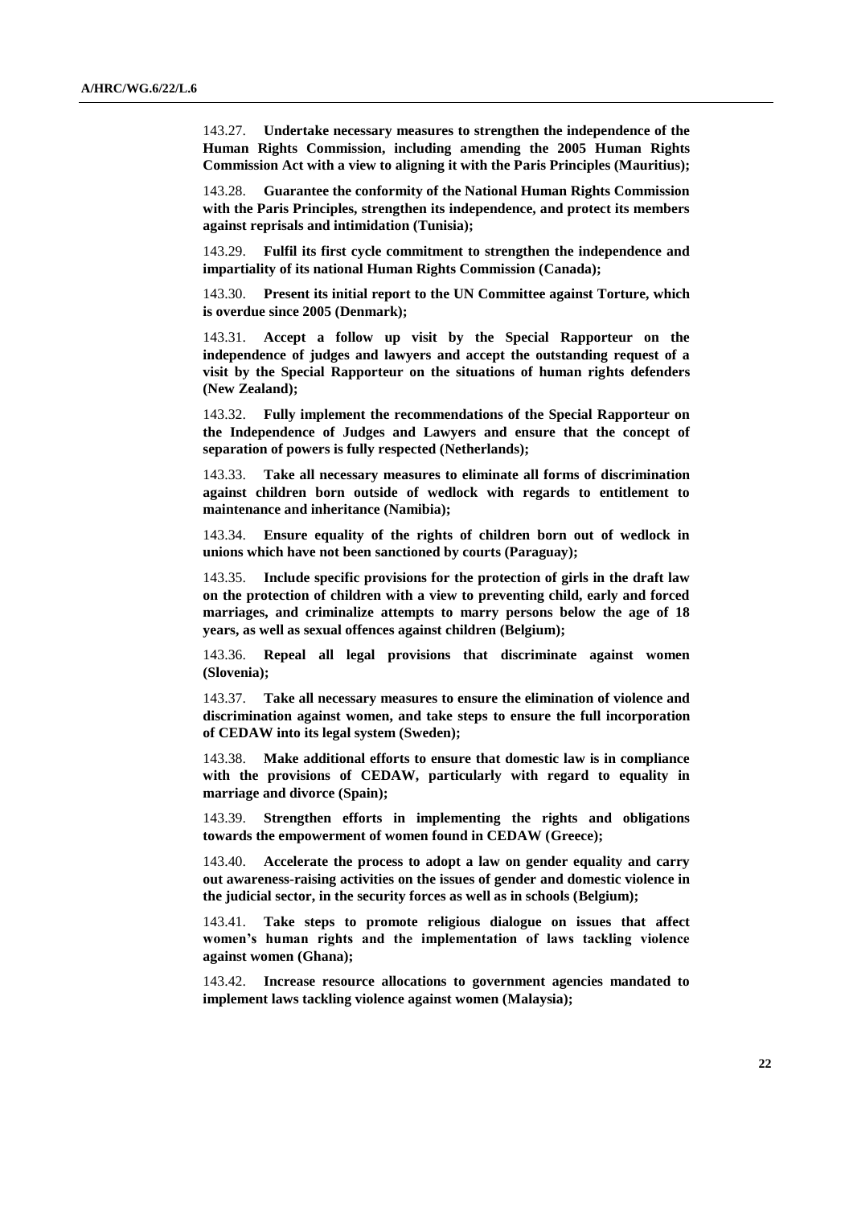143.27. **Undertake necessary measures to strengthen the independence of the Human Rights Commission, including amending the 2005 Human Rights Commission Act with a view to aligning it with the Paris Principles (Mauritius);**

143.28. **Guarantee the conformity of the National Human Rights Commission with the Paris Principles, strengthen its independence, and protect its members against reprisals and intimidation (Tunisia);**

143.29. **Fulfil its first cycle commitment to strengthen the independence and impartiality of its national Human Rights Commission (Canada);**

143.30. **Present its initial report to the UN Committee against Torture, which is overdue since 2005 (Denmark);**

143.31. **Accept a follow up visit by the Special Rapporteur on the independence of judges and lawyers and accept the outstanding request of a visit by the Special Rapporteur on the situations of human rights defenders (New Zealand);**

143.32. **Fully implement the recommendations of the Special Rapporteur on the Independence of Judges and Lawyers and ensure that the concept of separation of powers is fully respected (Netherlands);**

143.33. **Take all necessary measures to eliminate all forms of discrimination against children born outside of wedlock with regards to entitlement to maintenance and inheritance (Namibia);**

143.34. **Ensure equality of the rights of children born out of wedlock in unions which have not been sanctioned by courts (Paraguay);**

143.35. **Include specific provisions for the protection of girls in the draft law on the protection of children with a view to preventing child, early and forced marriages, and criminalize attempts to marry persons below the age of 18 years, as well as sexual offences against children (Belgium);**

143.36. **Repeal all legal provisions that discriminate against women (Slovenia);**

143.37. **Take all necessary measures to ensure the elimination of violence and discrimination against women, and take steps to ensure the full incorporation of CEDAW into its legal system (Sweden);**

143.38. **Make additional efforts to ensure that domestic law is in compliance with the provisions of CEDAW, particularly with regard to equality in marriage and divorce (Spain);**

143.39. **Strengthen efforts in implementing the rights and obligations towards the empowerment of women found in CEDAW (Greece);**

143.40. **Accelerate the process to adopt a law on gender equality and carry out awareness-raising activities on the issues of gender and domestic violence in the judicial sector, in the security forces as well as in schools (Belgium);**

143.41. **Take steps to promote religious dialogue on issues that affect women's human rights and the implementation of laws tackling violence against women (Ghana);**

143.42. **Increase resource allocations to government agencies mandated to implement laws tackling violence against women (Malaysia);**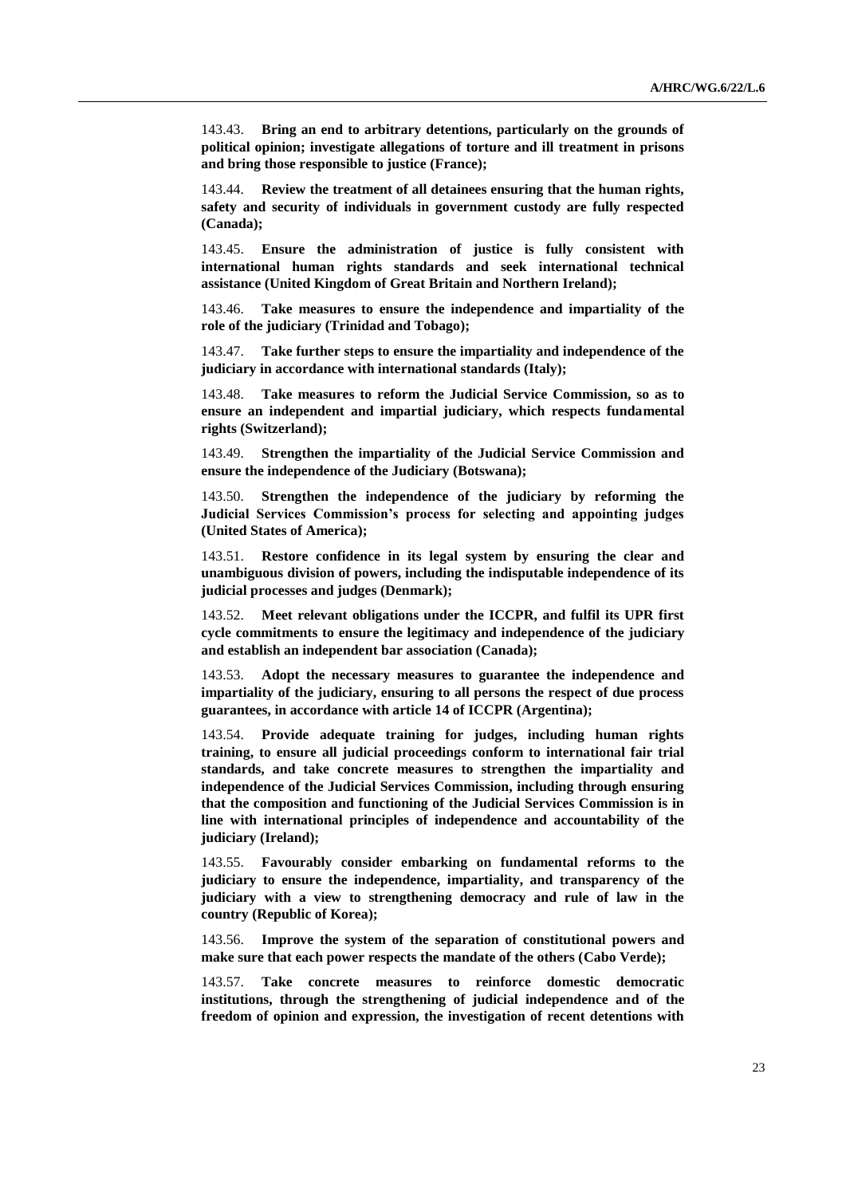143.43. **Bring an end to arbitrary detentions, particularly on the grounds of political opinion; investigate allegations of torture and ill treatment in prisons and bring those responsible to justice (France);**

143.44. **Review the treatment of all detainees ensuring that the human rights, safety and security of individuals in government custody are fully respected (Canada);**

143.45. **Ensure the administration of justice is fully consistent with international human rights standards and seek international technical assistance (United Kingdom of Great Britain and Northern Ireland);**

143.46. **Take measures to ensure the independence and impartiality of the role of the judiciary (Trinidad and Tobago);**

143.47. **Take further steps to ensure the impartiality and independence of the judiciary in accordance with international standards (Italy);**

143.48. **Take measures to reform the Judicial Service Commission, so as to ensure an independent and impartial judiciary, which respects fundamental rights (Switzerland);**

143.49. **Strengthen the impartiality of the Judicial Service Commission and ensure the independence of the Judiciary (Botswana);**

143.50. **Strengthen the independence of the judiciary by reforming the Judicial Services Commission's process for selecting and appointing judges (United States of America);**

143.51. **Restore confidence in its legal system by ensuring the clear and unambiguous division of powers, including the indisputable independence of its judicial processes and judges (Denmark);**

143.52. **Meet relevant obligations under the ICCPR, and fulfil its UPR first cycle commitments to ensure the legitimacy and independence of the judiciary and establish an independent bar association (Canada);**

143.53. **Adopt the necessary measures to guarantee the independence and impartiality of the judiciary, ensuring to all persons the respect of due process guarantees, in accordance with article 14 of ICCPR (Argentina);**

143.54. **Provide adequate training for judges, including human rights training, to ensure all judicial proceedings conform to international fair trial standards, and take concrete measures to strengthen the impartiality and independence of the Judicial Services Commission, including through ensuring that the composition and functioning of the Judicial Services Commission is in line with international principles of independence and accountability of the judiciary (Ireland);**

143.55. **Favourably consider embarking on fundamental reforms to the judiciary to ensure the independence, impartiality, and transparency of the judiciary with a view to strengthening democracy and rule of law in the country (Republic of Korea);**

143.56. **Improve the system of the separation of constitutional powers and make sure that each power respects the mandate of the others (Cabo Verde);**

143.57. **Take concrete measures to reinforce domestic democratic institutions, through the strengthening of judicial independence and of the freedom of opinion and expression, the investigation of recent detentions with**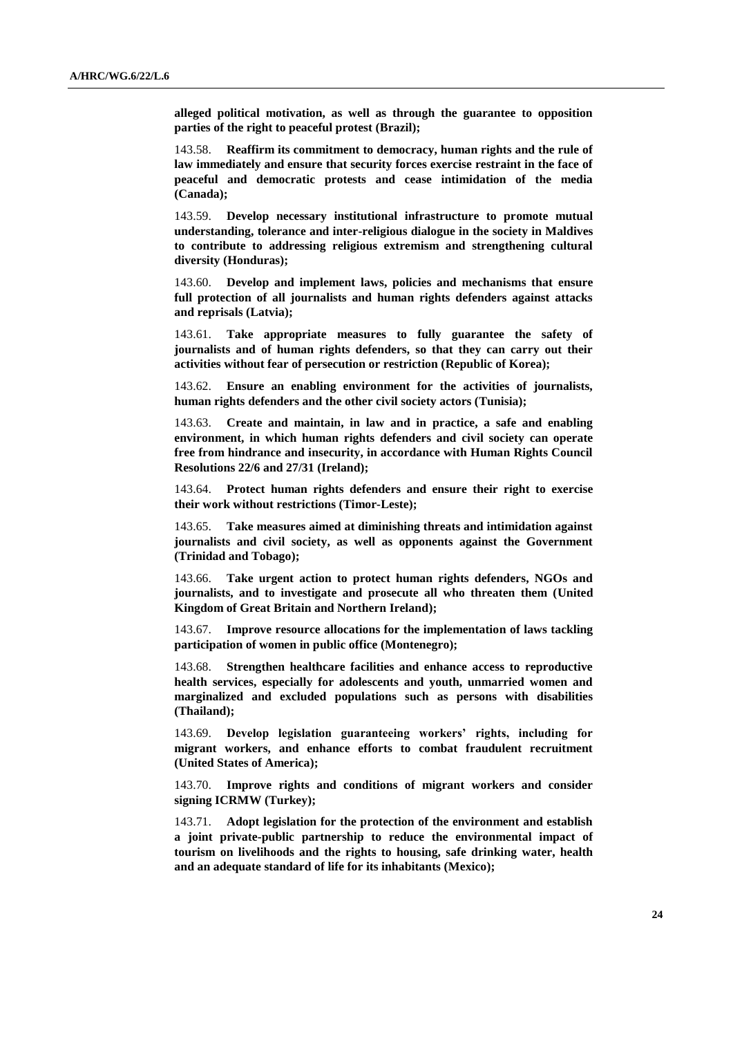**alleged political motivation, as well as through the guarantee to opposition parties of the right to peaceful protest (Brazil);**

143.58. **Reaffirm its commitment to democracy, human rights and the rule of law immediately and ensure that security forces exercise restraint in the face of peaceful and democratic protests and cease intimidation of the media (Canada);**

143.59. **Develop necessary institutional infrastructure to promote mutual understanding, tolerance and inter-religious dialogue in the society in Maldives to contribute to addressing religious extremism and strengthening cultural diversity (Honduras);**

143.60. **Develop and implement laws, policies and mechanisms that ensure full protection of all journalists and human rights defenders against attacks and reprisals (Latvia);**

143.61. **Take appropriate measures to fully guarantee the safety of journalists and of human rights defenders, so that they can carry out their activities without fear of persecution or restriction (Republic of Korea);**

143.62. **Ensure an enabling environment for the activities of journalists, human rights defenders and the other civil society actors (Tunisia);**

143.63. **Create and maintain, in law and in practice, a safe and enabling environment, in which human rights defenders and civil society can operate free from hindrance and insecurity, in accordance with Human Rights Council Resolutions 22/6 and 27/31 (Ireland);**

143.64. **Protect human rights defenders and ensure their right to exercise their work without restrictions (Timor-Leste);**

143.65. **Take measures aimed at diminishing threats and intimidation against journalists and civil society, as well as opponents against the Government (Trinidad and Tobago);**

143.66. **Take urgent action to protect human rights defenders, NGOs and journalists, and to investigate and prosecute all who threaten them (United Kingdom of Great Britain and Northern Ireland);**

143.67. **Improve resource allocations for the implementation of laws tackling participation of women in public office (Montenegro);**

143.68. **Strengthen healthcare facilities and enhance access to reproductive health services, especially for adolescents and youth, unmarried women and marginalized and excluded populations such as persons with disabilities (Thailand);**

143.69. **Develop legislation guaranteeing workers' rights, including for migrant workers, and enhance efforts to combat fraudulent recruitment (United States of America);**

143.70. **Improve rights and conditions of migrant workers and consider signing ICRMW (Turkey);**

143.71. **Adopt legislation for the protection of the environment and establish a joint private-public partnership to reduce the environmental impact of tourism on livelihoods and the rights to housing, safe drinking water, health and an adequate standard of life for its inhabitants (Mexico);**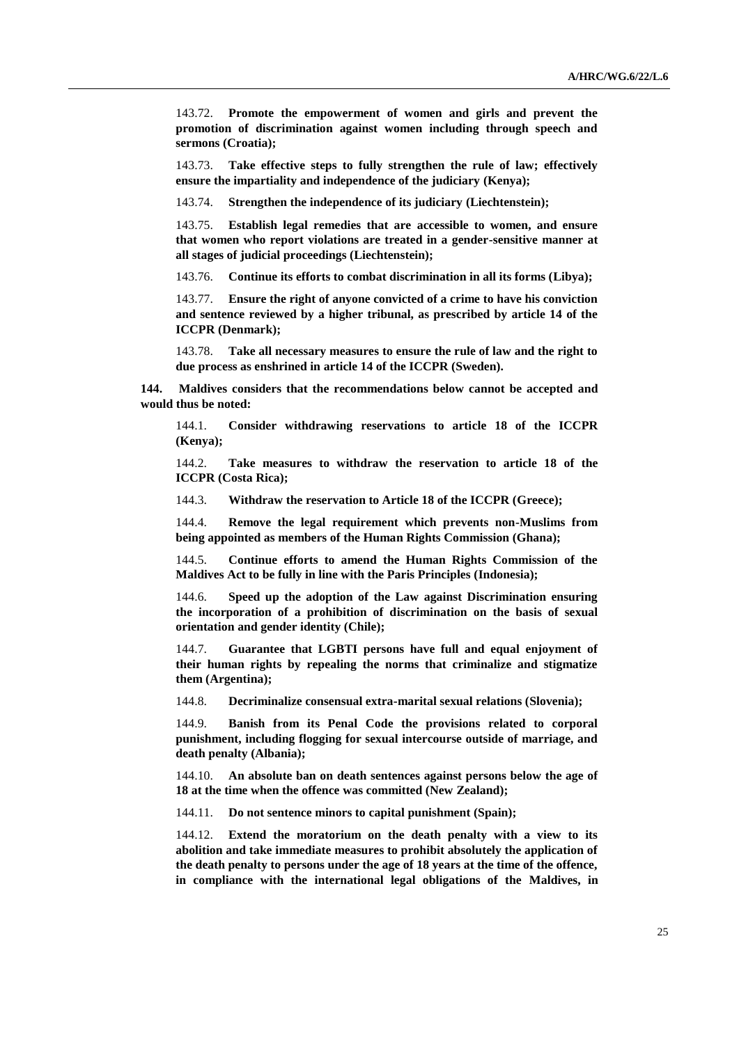143.72. **Promote the empowerment of women and girls and prevent the promotion of discrimination against women including through speech and sermons (Croatia);**

143.73. **Take effective steps to fully strengthen the rule of law; effectively ensure the impartiality and independence of the judiciary (Kenya);**

143.74. **Strengthen the independence of its judiciary (Liechtenstein);**

143.75. **Establish legal remedies that are accessible to women, and ensure that women who report violations are treated in a gender-sensitive manner at all stages of judicial proceedings (Liechtenstein);**

143.76. **Continue its efforts to combat discrimination in all its forms (Libya);**

143.77. **Ensure the right of anyone convicted of a crime to have his conviction and sentence reviewed by a higher tribunal, as prescribed by article 14 of the ICCPR (Denmark);**

143.78. **Take all necessary measures to ensure the rule of law and the right to due process as enshrined in article 14 of the ICCPR (Sweden).**

**144. Maldives considers that the recommendations below cannot be accepted and would thus be noted:**

144.1. **Consider withdrawing reservations to article 18 of the ICCPR (Kenya);**

144.2. **Take measures to withdraw the reservation to article 18 of the ICCPR (Costa Rica);**

144.3. **Withdraw the reservation to Article 18 of the ICCPR (Greece);**

144.4. **Remove the legal requirement which prevents non-Muslims from being appointed as members of the Human Rights Commission (Ghana);**

144.5. **Continue efforts to amend the Human Rights Commission of the Maldives Act to be fully in line with the Paris Principles (Indonesia);**

144.6. **Speed up the adoption of the Law against Discrimination ensuring the incorporation of a prohibition of discrimination on the basis of sexual orientation and gender identity (Chile);**

144.7. **Guarantee that LGBTI persons have full and equal enjoyment of their human rights by repealing the norms that criminalize and stigmatize them (Argentina);**

144.8. **Decriminalize consensual extra-marital sexual relations (Slovenia);**

144.9. **Banish from its Penal Code the provisions related to corporal punishment, including flogging for sexual intercourse outside of marriage, and death penalty (Albania);**

144.10. **An absolute ban on death sentences against persons below the age of 18 at the time when the offence was committed (New Zealand);**

144.11. **Do not sentence minors to capital punishment (Spain);**

144.12. **Extend the moratorium on the death penalty with a view to its abolition and take immediate measures to prohibit absolutely the application of the death penalty to persons under the age of 18 years at the time of the offence, in compliance with the international legal obligations of the Maldives, in**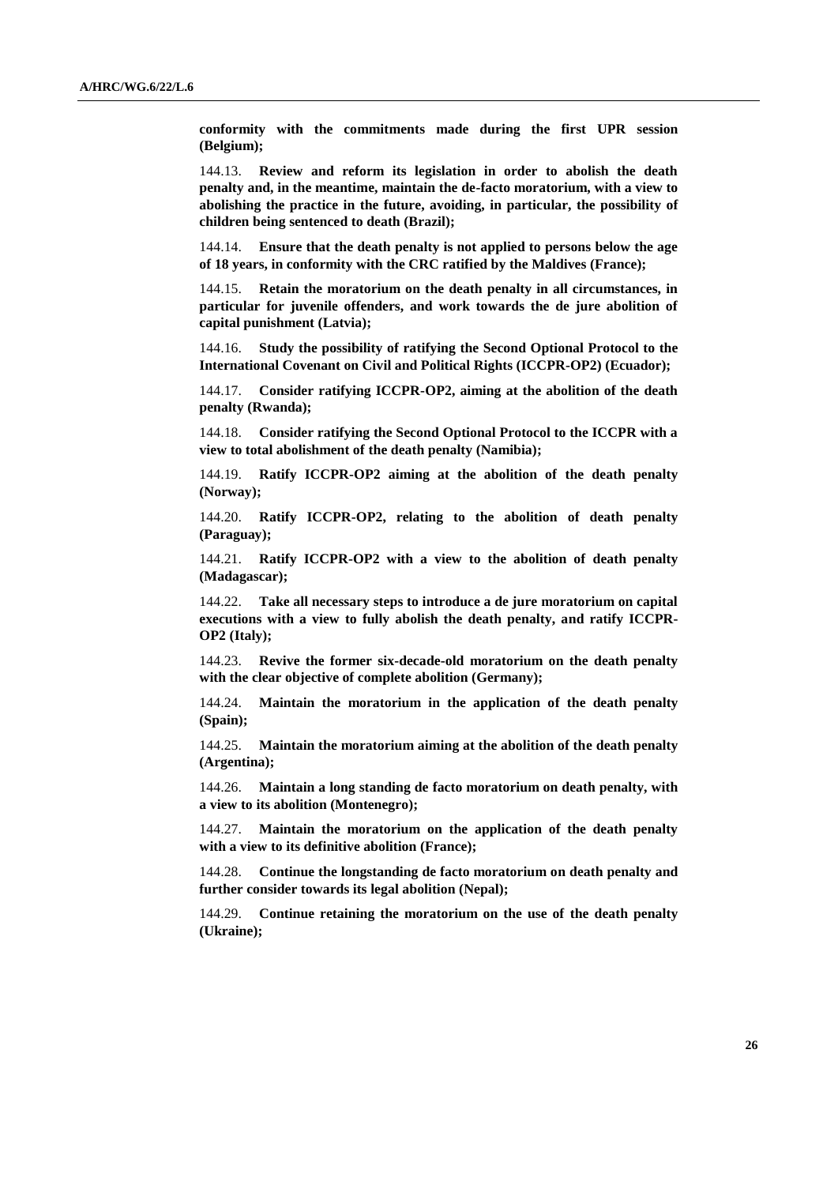**conformity with the commitments made during the first UPR session (Belgium);**

144.13. **Review and reform its legislation in order to abolish the death penalty and, in the meantime, maintain the de-facto moratorium, with a view to abolishing the practice in the future, avoiding, in particular, the possibility of children being sentenced to death (Brazil);**

144.14. **Ensure that the death penalty is not applied to persons below the age of 18 years, in conformity with the CRC ratified by the Maldives (France);**

144.15. **Retain the moratorium on the death penalty in all circumstances, in particular for juvenile offenders, and work towards the de jure abolition of capital punishment (Latvia);**

144.16. **Study the possibility of ratifying the Second Optional Protocol to the International Covenant on Civil and Political Rights (ICCPR-OP2) (Ecuador);**

144.17. **Consider ratifying ICCPR-OP2, aiming at the abolition of the death penalty (Rwanda);**

144.18. **Consider ratifying the Second Optional Protocol to the ICCPR with a view to total abolishment of the death penalty (Namibia);**

144.19. **Ratify ICCPR-OP2 aiming at the abolition of the death penalty (Norway);**

144.20. **Ratify ICCPR-OP2, relating to the abolition of death penalty (Paraguay);**

144.21. **Ratify ICCPR-OP2 with a view to the abolition of death penalty (Madagascar);**

144.22. **Take all necessary steps to introduce a de jure moratorium on capital executions with a view to fully abolish the death penalty, and ratify ICCPR-OP2 (Italy);**

144.23. **Revive the former six-decade-old moratorium on the death penalty with the clear objective of complete abolition (Germany);**

144.24. **Maintain the moratorium in the application of the death penalty (Spain);**

144.25. **Maintain the moratorium aiming at the abolition of the death penalty (Argentina);**

144.26. **Maintain a long standing de facto moratorium on death penalty, with a view to its abolition (Montenegro);**

144.27. **Maintain the moratorium on the application of the death penalty with a view to its definitive abolition (France);**

144.28. **Continue the longstanding de facto moratorium on death penalty and further consider towards its legal abolition (Nepal);**

144.29. **Continue retaining the moratorium on the use of the death penalty (Ukraine);**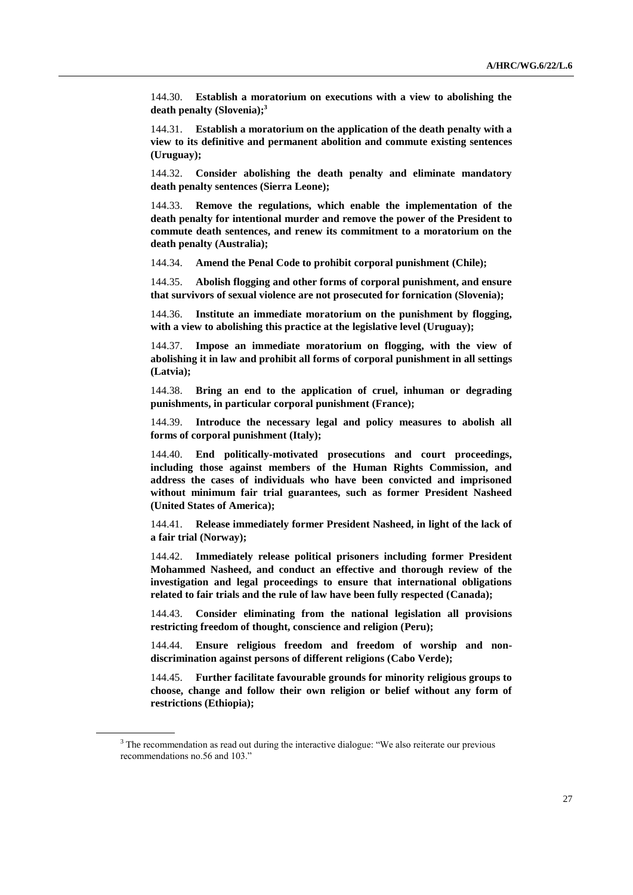144.30. **Establish a moratorium on executions with a view to abolishing the death penalty (Slovenia);**[3]

144.31. **Establish a moratorium on the application of the death penalty with a view to its definitive and permanent abolition and commute existing sentences (Uruguay);**

144.32. **Consider abolishing the death penalty and eliminate mandatory death penalty sentences (Sierra Leone);**

144.33. **Remove the regulations, which enable the implementation of the death penalty for intentional murder and remove the power of the President to commute death sentences, and renew its commitment to a moratorium on the death penalty (Australia);**

144.34. **Amend the Penal Code to prohibit corporal punishment (Chile);**

144.35. **Abolish flogging and other forms of corporal punishment, and ensure that survivors of sexual violence are not prosecuted for fornication (Slovenia);**

144.36. **Institute an immediate moratorium on the punishment by flogging, with a view to abolishing this practice at the legislative level (Uruguay);**

144.37. **Impose an immediate moratorium on flogging, with the view of abolishing it in law and prohibit all forms of corporal punishment in all settings (Latvia);**

144.38. **Bring an end to the application of cruel, inhuman or degrading punishments, in particular corporal punishment (France);**

144.39. **Introduce the necessary legal and policy measures to abolish all forms of corporal punishment (Italy);**

144.40. **End politically-motivated prosecutions and court proceedings, including those against members of the Human Rights Commission, and address the cases of individuals who have been convicted and imprisoned without minimum fair trial guarantees, such as former President Nasheed (United States of America);**

144.41. **Release immediately former President Nasheed, in light of the lack of a fair trial (Norway);**

144.42. **Immediately release political prisoners including former President Mohammed Nasheed, and conduct an effective and thorough review of the investigation and legal proceedings to ensure that international obligations related to fair trials and the rule of law have been fully respected (Canada);**

144.43. **Consider eliminating from the national legislation all provisions restricting freedom of thought, conscience and religion (Peru);**

144.44. **Ensure religious freedom and freedom of worship and non-discrimination against persons of different religions (Cabo Verde);**

144.45. **Further facilitate favourable grounds for minority religious groups to choose, change and follow their own religion or belief without any form of restrictions (Ethiopia);**

---

[3] The recommendation as read out during the interactive dialogue: "We also reiterate our previous recommendations no.56 and 103."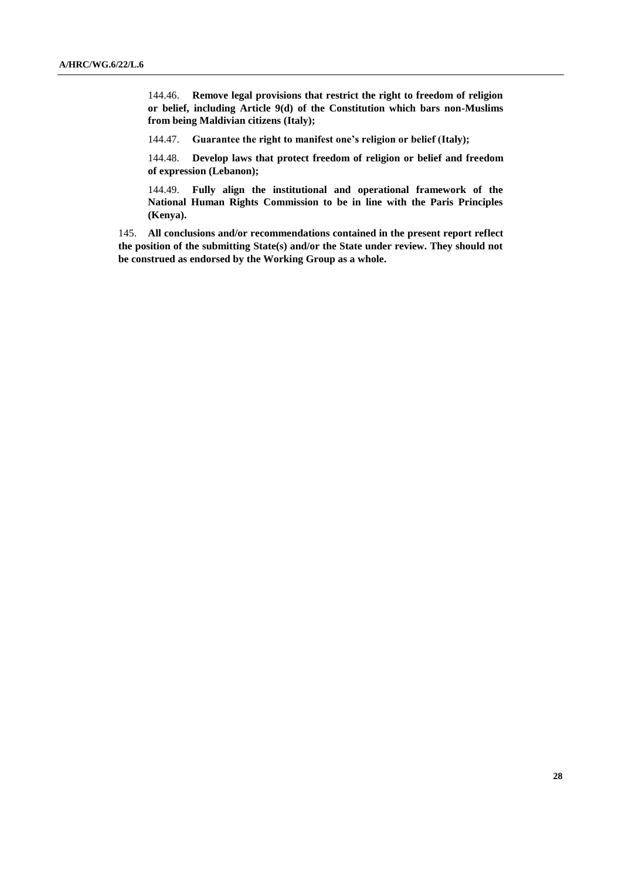144.46. **Remove legal provisions that restrict the right to freedom of religion or belief, including Article 9(d) of the Constitution which bars non-Muslims from being Maldivian citizens (Italy);**

144.47. **Guarantee the right to manifest one's religion or belief (Italy);**

144.48. **Develop laws that protect freedom of religion or belief and freedom of expression (Lebanon);**

144.49. **Fully align the institutional and operational framework of the National Human Rights Commission to be in line with the Paris Principles (Kenya).**

145. **All conclusions and/or recommendations contained in the present report reflect the position of the submitting State(s) and/or the State under review. They should not be construed as endorsed by the Working Group as a whole.**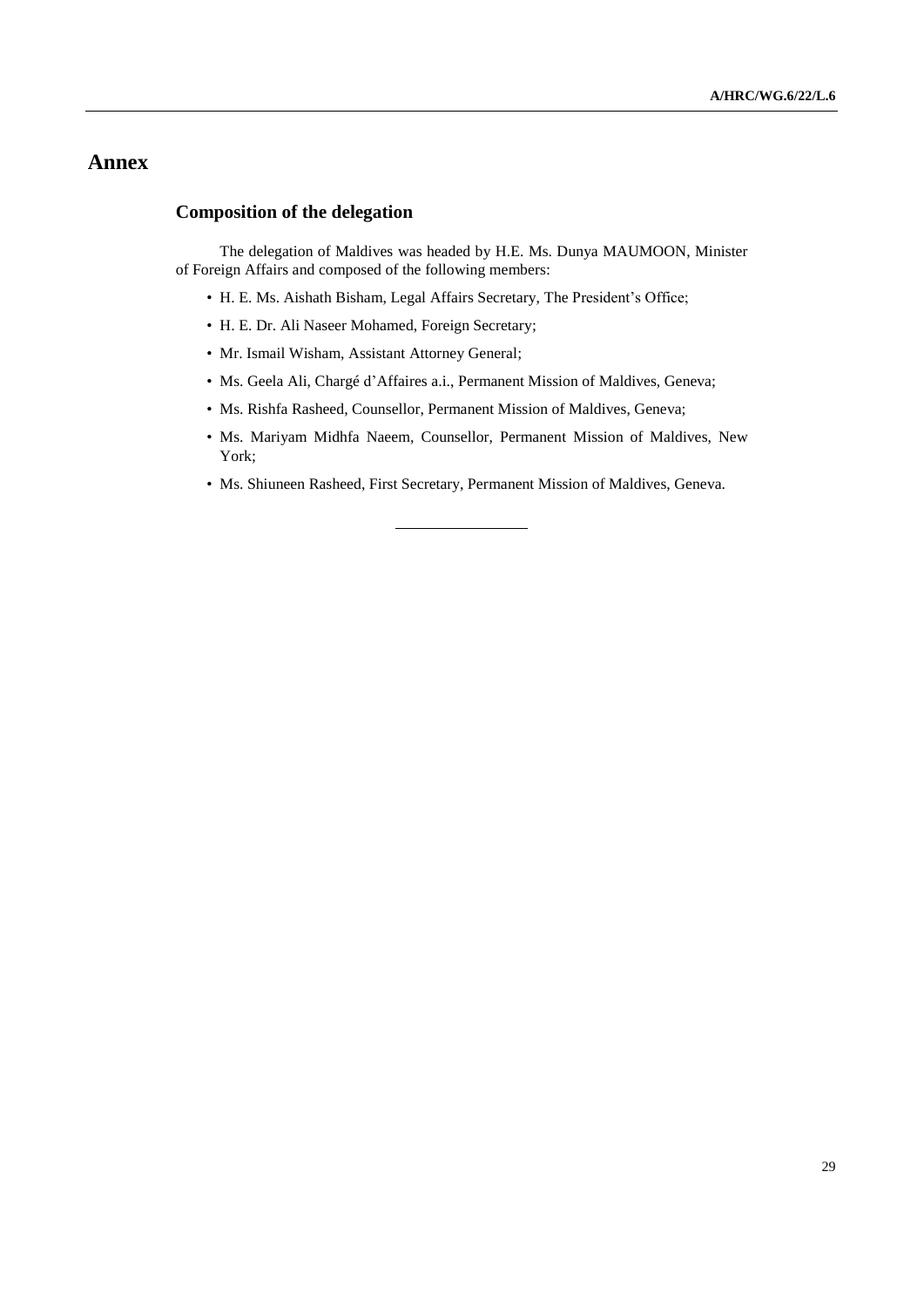# Annex

## Composition of the delegation

The delegation of Maldives was headed by H.E. Ms. Dunya MAUMOON, Minister of Foreign Affairs and composed of the following members:

- H. E. Ms. Aishath Bisham, Legal Affairs Secretary, The President's Office;
- H. E. Dr. Ali Naseer Mohamed, Foreign Secretary;
- Mr. Ismail Wisham, Assistant Attorney General;
- Ms. Geela Ali, Chargé d'Affaires a.i., Permanent Mission of Maldives, Geneva;
- Ms. Rishfa Rasheed, Counsellor, Permanent Mission of Maldives, Geneva;
- Ms. Mariyam Midhfa Naeem, Counsellor, Permanent Mission of Maldives, New York;
- Ms. Shiuneen Rasheed, First Secretary, Permanent Mission of Maldives, Geneva.